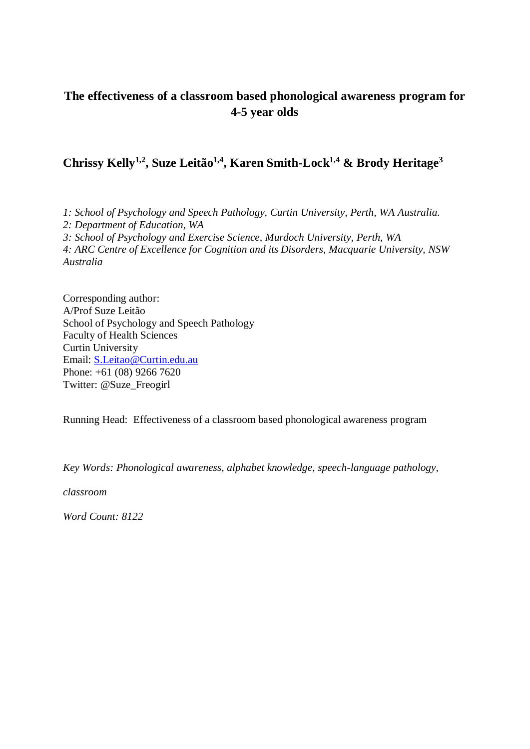# The effectiveness of a classroom based phonological awareness program for 4-5 year olds

**Chrissy Kelly[1,2], Suze Leitão[1,4], Karen Smith-Lock[1,4] & Brody Heritage[3]**

*1: School of Psychology and Speech Pathology, Curtin University, Perth, WA Australia.*
*2: Department of Education, WA*
*3: School of Psychology and Exercise Science, Murdoch University, Perth, WA*
*4: ARC Centre of Excellence for Cognition and its Disorders, Macquarie University, NSW Australia*

Corresponding author:
A/Prof Suze Leitão
School of Psychology and Speech Pathology
Faculty of Health Sciences
Curtin University
Email: S.Leitao@Curtin.edu.au
Phone: +61 (08) 9266 7620
Twitter: @Suze_Freogirl

Running Head: Effectiveness of a classroom based phonological awareness program

*Key Words: Phonological awareness, alphabet knowledge, speech-language pathology, classroom*

*Word Count: 8122*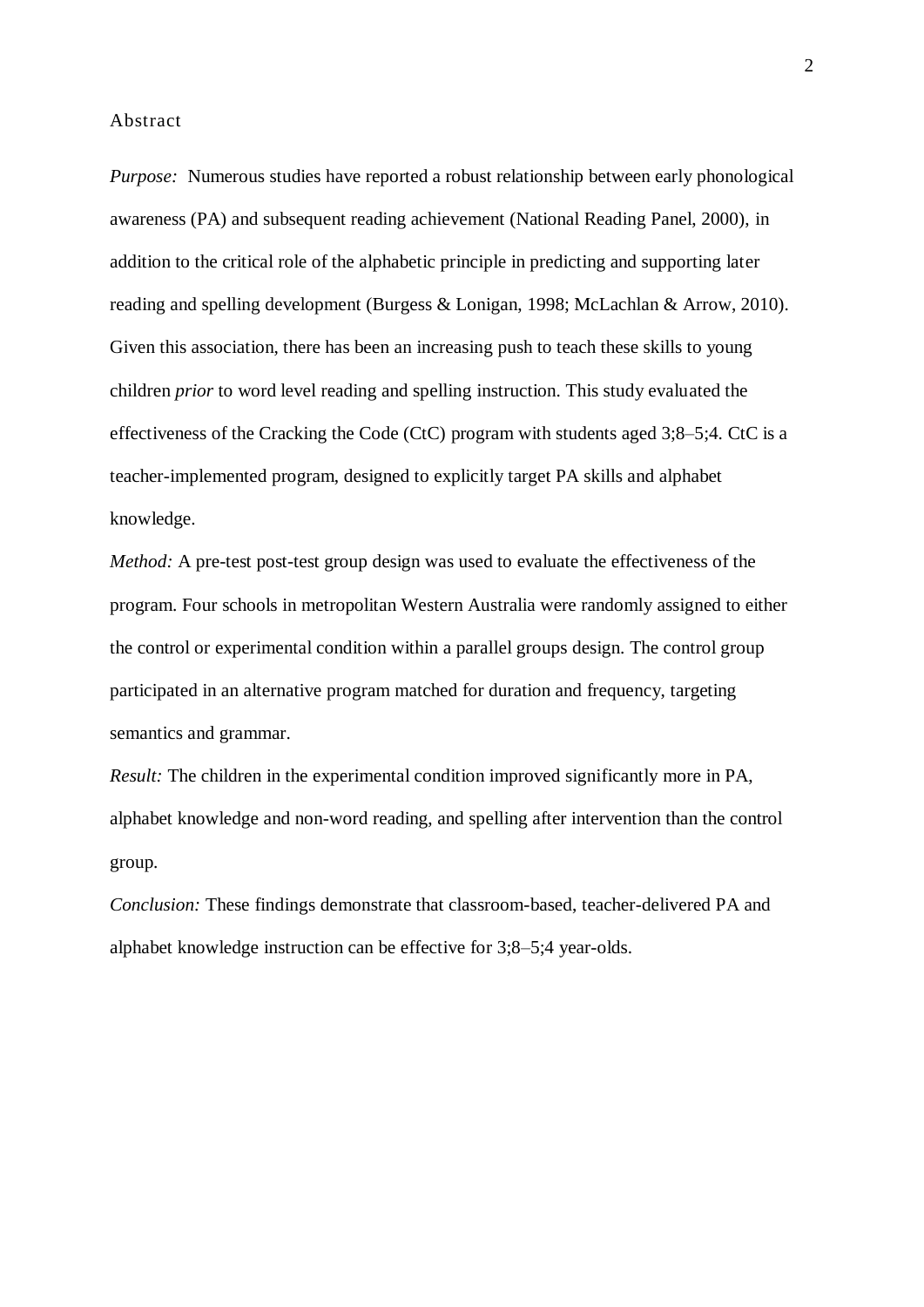## Abstract

*Purpose:* Numerous studies have reported a robust relationship between early phonological awareness (PA) and subsequent reading achievement (National Reading Panel, 2000), in addition to the critical role of the alphabetic principle in predicting and supporting later reading and spelling development (Burgess & Lonigan, 1998; McLachlan & Arrow, 2010). Given this association, there has been an increasing push to teach these skills to young children *prior* to word level reading and spelling instruction. This study evaluated the effectiveness of the Cracking the Code (CtC) program with students aged 3;8–5;4. CtC is a teacher-implemented program, designed to explicitly target PA skills and alphabet knowledge.

*Method:* A pre-test post-test group design was used to evaluate the effectiveness of the program. Four schools in metropolitan Western Australia were randomly assigned to either the control or experimental condition within a parallel groups design. The control group participated in an alternative program matched for duration and frequency, targeting semantics and grammar.

*Result:* The children in the experimental condition improved significantly more in PA, alphabet knowledge and non-word reading, and spelling after intervention than the control group.

*Conclusion:* These findings demonstrate that classroom-based, teacher-delivered PA and alphabet knowledge instruction can be effective for 3;8–5;4 year-olds.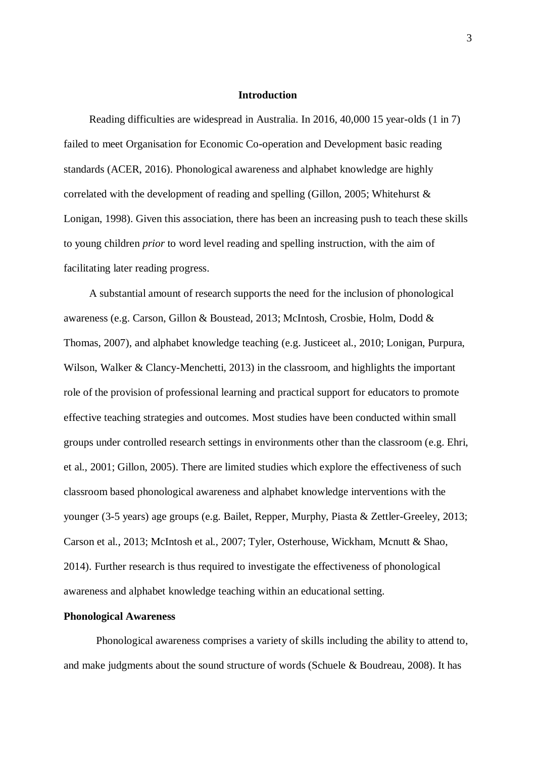## Introduction

Reading difficulties are widespread in Australia. In 2016, 40,000 15 year-olds (1 in 7) failed to meet Organisation for Economic Co-operation and Development basic reading standards (ACER, 2016). Phonological awareness and alphabet knowledge are highly correlated with the development of reading and spelling (Gillon, 2005; Whitehurst & Lonigan, 1998). Given this association, there has been an increasing push to teach these skills to young children *prior* to word level reading and spelling instruction, with the aim of facilitating later reading progress.

A substantial amount of research supports the need for the inclusion of phonological awareness (e.g. Carson, Gillon & Boustead, 2013; McIntosh, Crosbie, Holm, Dodd & Thomas, 2007), and alphabet knowledge teaching (e.g. Justiceet al., 2010; Lonigan, Purpura, Wilson, Walker & Clancy-Menchetti, 2013) in the classroom, and highlights the important role of the provision of professional learning and practical support for educators to promote effective teaching strategies and outcomes. Most studies have been conducted within small groups under controlled research settings in environments other than the classroom (e.g. Ehri, et al., 2001; Gillon, 2005). There are limited studies which explore the effectiveness of such classroom based phonological awareness and alphabet knowledge interventions with the younger (3-5 years) age groups (e.g. Bailet, Repper, Murphy, Piasta & Zettler-Greeley, 2013; Carson et al., 2013; McIntosh et al., 2007; Tyler, Osterhouse, Wickham, Mcnutt & Shao, 2014). Further research is thus required to investigate the effectiveness of phonological awareness and alphabet knowledge teaching within an educational setting.

### Phonological Awareness

Phonological awareness comprises a variety of skills including the ability to attend to, and make judgments about the sound structure of words (Schuele & Boudreau, 2008). It has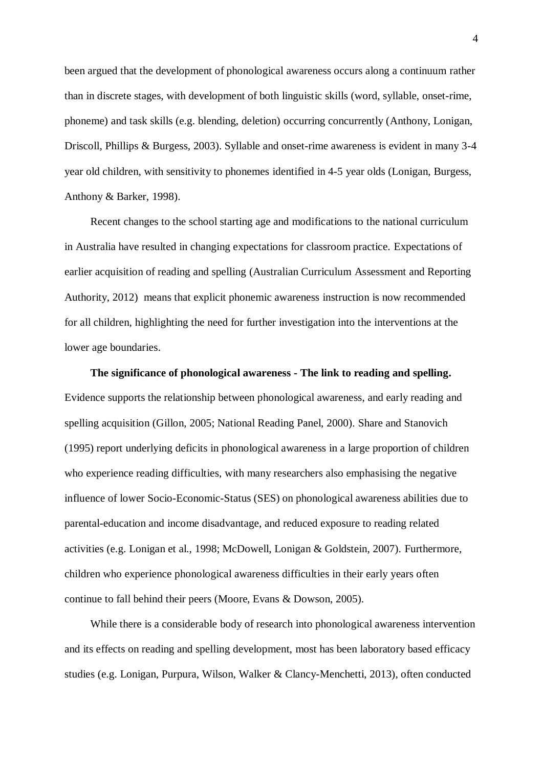been argued that the development of phonological awareness occurs along a continuum rather than in discrete stages, with development of both linguistic skills (word, syllable, onset-rime, phoneme) and task skills (e.g. blending, deletion) occurring concurrently (Anthony, Lonigan, Driscoll, Phillips & Burgess, 2003). Syllable and onset-rime awareness is evident in many 3-4 year old children, with sensitivity to phonemes identified in 4-5 year olds (Lonigan, Burgess, Anthony & Barker, 1998).

Recent changes to the school starting age and modifications to the national curriculum in Australia have resulted in changing expectations for classroom practice. Expectations of earlier acquisition of reading and spelling (Australian Curriculum Assessment and Reporting Authority, 2012) means that explicit phonemic awareness instruction is now recommended for all children, highlighting the need for further investigation into the interventions at the lower age boundaries.

**The significance of phonological awareness - The link to reading and spelling.** Evidence supports the relationship between phonological awareness, and early reading and spelling acquisition (Gillon, 2005; National Reading Panel, 2000). Share and Stanovich (1995) report underlying deficits in phonological awareness in a large proportion of children who experience reading difficulties, with many researchers also emphasising the negative influence of lower Socio-Economic-Status (SES) on phonological awareness abilities due to parental-education and income disadvantage, and reduced exposure to reading related activities (e.g. Lonigan et al., 1998; McDowell, Lonigan & Goldstein, 2007). Furthermore, children who experience phonological awareness difficulties in their early years often continue to fall behind their peers (Moore, Evans & Dowson, 2005).

While there is a considerable body of research into phonological awareness intervention and its effects on reading and spelling development, most has been laboratory based efficacy studies (e.g. Lonigan, Purpura, Wilson, Walker & Clancy-Menchetti, 2013), often conducted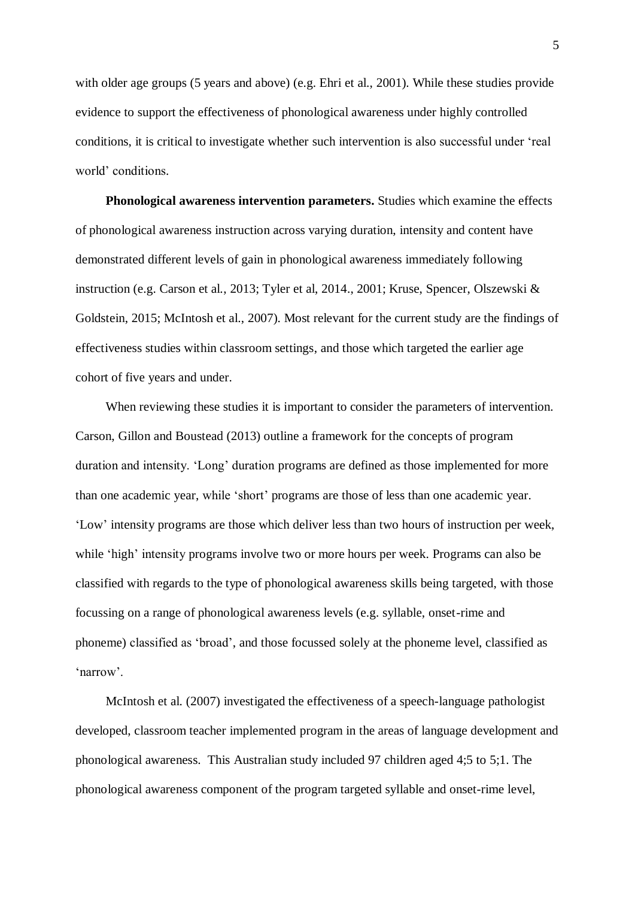with older age groups (5 years and above) (e.g. Ehri et al., 2001). While these studies provide evidence to support the effectiveness of phonological awareness under highly controlled conditions, it is critical to investigate whether such intervention is also successful under 'real world' conditions.

**Phonological awareness intervention parameters.** Studies which examine the effects of phonological awareness instruction across varying duration, intensity and content have demonstrated different levels of gain in phonological awareness immediately following instruction (e.g. Carson et al., 2013; Tyler et al, 2014., 2001; Kruse, Spencer, Olszewski & Goldstein, 2015; McIntosh et al., 2007). Most relevant for the current study are the findings of effectiveness studies within classroom settings, and those which targeted the earlier age cohort of five years and under.

When reviewing these studies it is important to consider the parameters of intervention. Carson, Gillon and Boustead (2013) outline a framework for the concepts of program duration and intensity. 'Long' duration programs are defined as those implemented for more than one academic year, while 'short' programs are those of less than one academic year. 'Low' intensity programs are those which deliver less than two hours of instruction per week, while 'high' intensity programs involve two or more hours per week. Programs can also be classified with regards to the type of phonological awareness skills being targeted, with those focussing on a range of phonological awareness levels (e.g. syllable, onset-rime and phoneme) classified as 'broad', and those focussed solely at the phoneme level, classified as 'narrow'.

McIntosh et al. (2007) investigated the effectiveness of a speech-language pathologist developed, classroom teacher implemented program in the areas of language development and phonological awareness. This Australian study included 97 children aged 4;5 to 5;1. The phonological awareness component of the program targeted syllable and onset-rime level,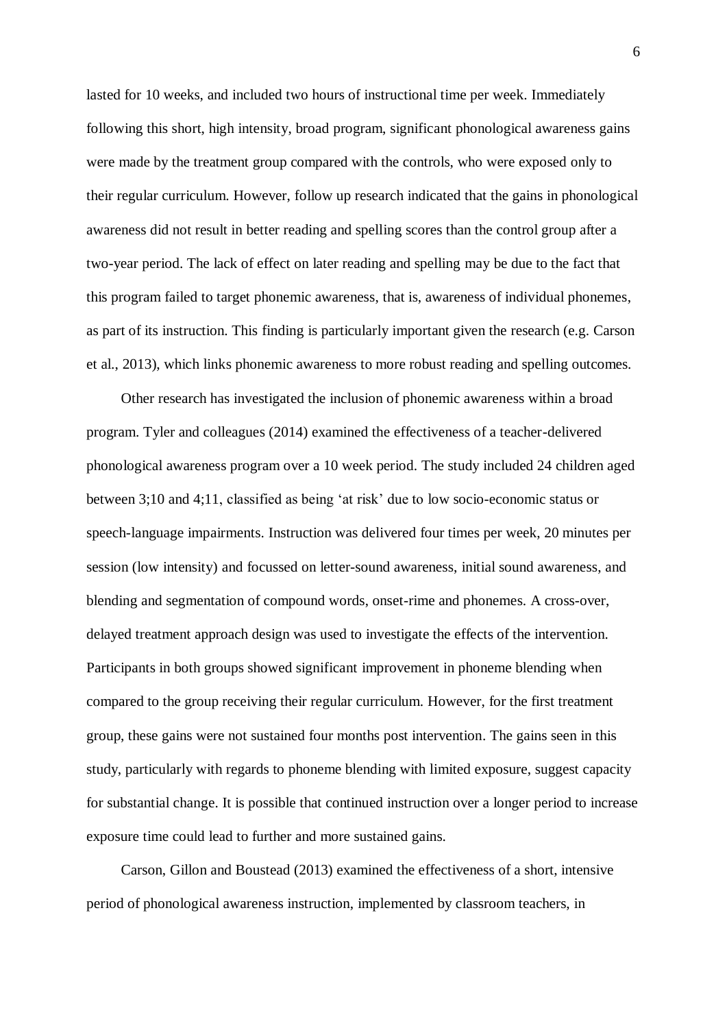lasted for 10 weeks, and included two hours of instructional time per week. Immediately following this short, high intensity, broad program, significant phonological awareness gains were made by the treatment group compared with the controls, who were exposed only to their regular curriculum. However, follow up research indicated that the gains in phonological awareness did not result in better reading and spelling scores than the control group after a two-year period. The lack of effect on later reading and spelling may be due to the fact that this program failed to target phonemic awareness, that is, awareness of individual phonemes, as part of its instruction. This finding is particularly important given the research (e.g. Carson et al., 2013), which links phonemic awareness to more robust reading and spelling outcomes.

Other research has investigated the inclusion of phonemic awareness within a broad program. Tyler and colleagues (2014) examined the effectiveness of a teacher-delivered phonological awareness program over a 10 week period. The study included 24 children aged between 3;10 and 4;11, classified as being 'at risk' due to low socio-economic status or speech-language impairments. Instruction was delivered four times per week, 20 minutes per session (low intensity) and focussed on letter-sound awareness, initial sound awareness, and blending and segmentation of compound words, onset-rime and phonemes. A cross-over, delayed treatment approach design was used to investigate the effects of the intervention. Participants in both groups showed significant improvement in phoneme blending when compared to the group receiving their regular curriculum. However, for the first treatment group, these gains were not sustained four months post intervention. The gains seen in this study, particularly with regards to phoneme blending with limited exposure, suggest capacity for substantial change. It is possible that continued instruction over a longer period to increase exposure time could lead to further and more sustained gains.

Carson, Gillon and Boustead (2013) examined the effectiveness of a short, intensive period of phonological awareness instruction, implemented by classroom teachers, in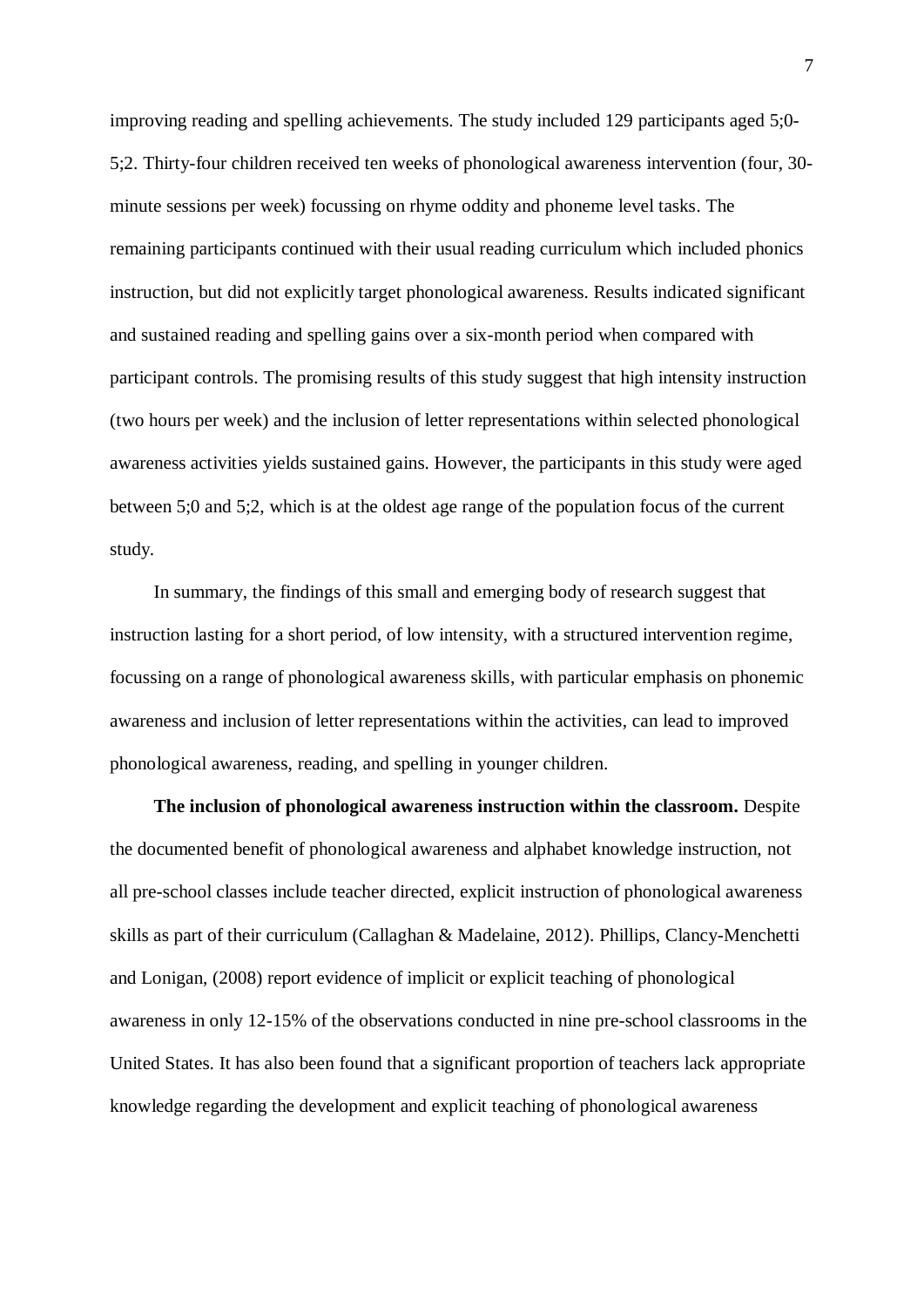improving reading and spelling achievements. The study included 129 participants aged 5;0-5;2. Thirty-four children received ten weeks of phonological awareness intervention (four, 30-minute sessions per week) focussing on rhyme oddity and phoneme level tasks. The remaining participants continued with their usual reading curriculum which included phonics instruction, but did not explicitly target phonological awareness. Results indicated significant and sustained reading and spelling gains over a six-month period when compared with participant controls. The promising results of this study suggest that high intensity instruction (two hours per week) and the inclusion of letter representations within selected phonological awareness activities yields sustained gains. However, the participants in this study were aged between 5;0 and 5;2, which is at the oldest age range of the population focus of the current study.

In summary, the findings of this small and emerging body of research suggest that instruction lasting for a short period, of low intensity, with a structured intervention regime, focussing on a range of phonological awareness skills, with particular emphasis on phonemic awareness and inclusion of letter representations within the activities, can lead to improved phonological awareness, reading, and spelling in younger children.

**The inclusion of phonological awareness instruction within the classroom.** Despite the documented benefit of phonological awareness and alphabet knowledge instruction, not all pre-school classes include teacher directed, explicit instruction of phonological awareness skills as part of their curriculum (Callaghan & Madelaine, 2012). Phillips, Clancy-Menchetti and Lonigan, (2008) report evidence of implicit or explicit teaching of phonological awareness in only 12-15% of the observations conducted in nine pre-school classrooms in the United States. It has also been found that a significant proportion of teachers lack appropriate knowledge regarding the development and explicit teaching of phonological awareness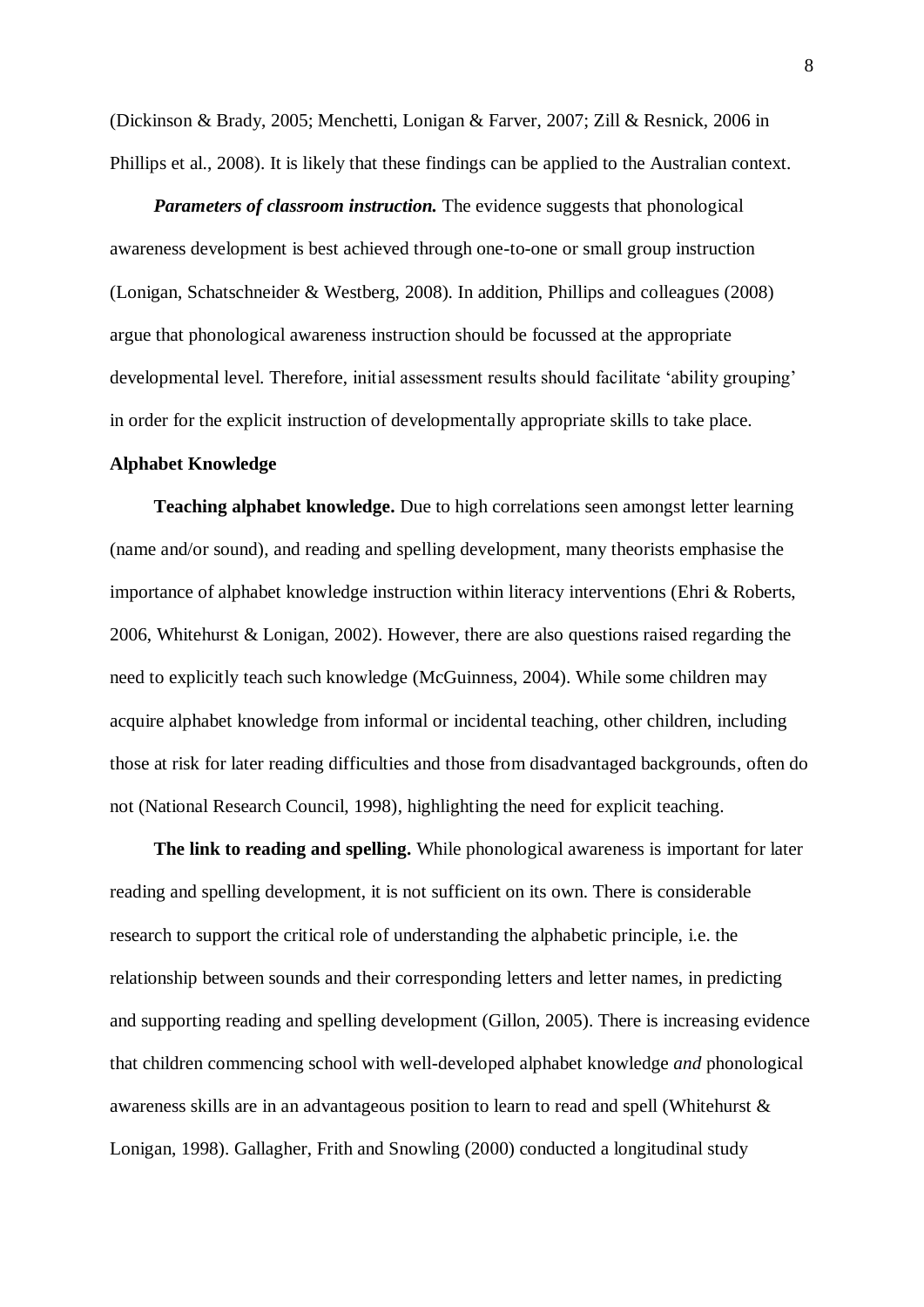(Dickinson & Brady, 2005; Menchetti, Lonigan & Farver, 2007; Zill & Resnick, 2006 in Phillips et al., 2008). It is likely that these findings can be applied to the Australian context.

***Parameters of classroom instruction.*** The evidence suggests that phonological awareness development is best achieved through one-to-one or small group instruction (Lonigan, Schatschneider & Westberg, 2008). In addition, Phillips and colleagues (2008) argue that phonological awareness instruction should be focussed at the appropriate developmental level. Therefore, initial assessment results should facilitate 'ability grouping' in order for the explicit instruction of developmentally appropriate skills to take place.

## Alphabet Knowledge

**Teaching alphabet knowledge.** Due to high correlations seen amongst letter learning (name and/or sound), and reading and spelling development, many theorists emphasise the importance of alphabet knowledge instruction within literacy interventions (Ehri & Roberts, 2006, Whitehurst & Lonigan, 2002). However, there are also questions raised regarding the need to explicitly teach such knowledge (McGuinness, 2004). While some children may acquire alphabet knowledge from informal or incidental teaching, other children, including those at risk for later reading difficulties and those from disadvantaged backgrounds, often do not (National Research Council, 1998), highlighting the need for explicit teaching.

**The link to reading and spelling.** While phonological awareness is important for later reading and spelling development, it is not sufficient on its own. There is considerable research to support the critical role of understanding the alphabetic principle, i.e. the relationship between sounds and their corresponding letters and letter names, in predicting and supporting reading and spelling development (Gillon, 2005). There is increasing evidence that children commencing school with well-developed alphabet knowledge *and* phonological awareness skills are in an advantageous position to learn to read and spell (Whitehurst & Lonigan, 1998). Gallagher, Frith and Snowling (2000) conducted a longitudinal study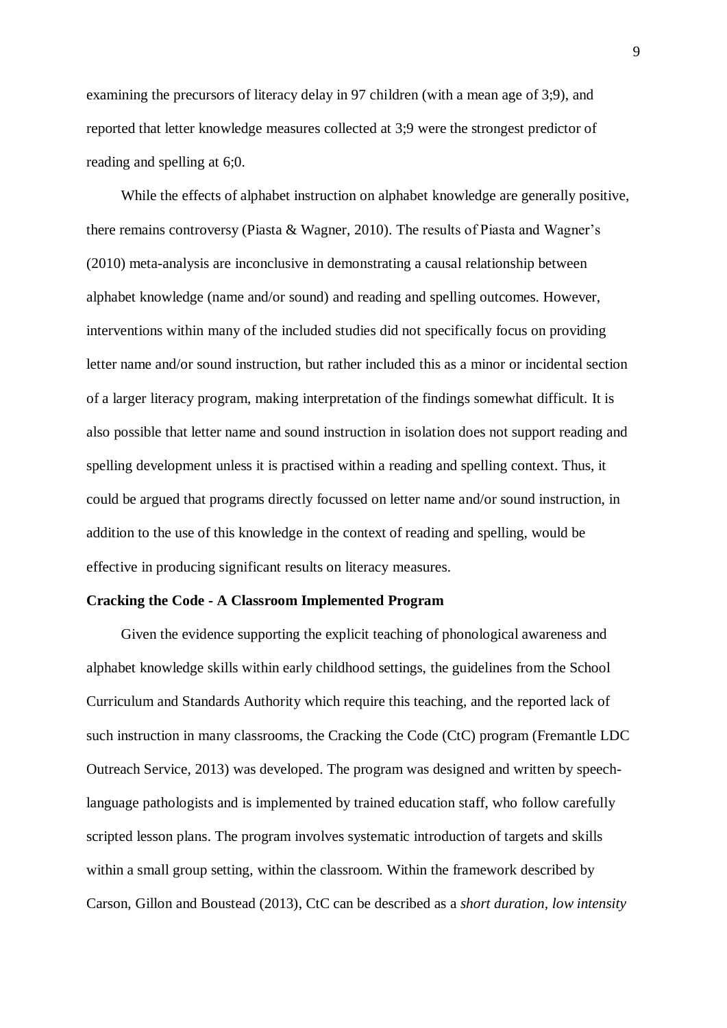examining the precursors of literacy delay in 97 children (with a mean age of 3;9), and reported that letter knowledge measures collected at 3;9 were the strongest predictor of reading and spelling at 6;0.

While the effects of alphabet instruction on alphabet knowledge are generally positive, there remains controversy (Piasta & Wagner, 2010). The results of Piasta and Wagner's (2010) meta-analysis are inconclusive in demonstrating a causal relationship between alphabet knowledge (name and/or sound) and reading and spelling outcomes. However, interventions within many of the included studies did not specifically focus on providing letter name and/or sound instruction, but rather included this as a minor or incidental section of a larger literacy program, making interpretation of the findings somewhat difficult. It is also possible that letter name and sound instruction in isolation does not support reading and spelling development unless it is practised within a reading and spelling context. Thus, it could be argued that programs directly focussed on letter name and/or sound instruction, in addition to the use of this knowledge in the context of reading and spelling, would be effective in producing significant results on literacy measures.

**Cracking the Code - A Classroom Implemented Program**

Given the evidence supporting the explicit teaching of phonological awareness and alphabet knowledge skills within early childhood settings, the guidelines from the School Curriculum and Standards Authority which require this teaching, and the reported lack of such instruction in many classrooms, the Cracking the Code (CtC) program (Fremantle LDC Outreach Service, 2013) was developed. The program was designed and written by speech-language pathologists and is implemented by trained education staff, who follow carefully scripted lesson plans. The program involves systematic introduction of targets and skills within a small group setting, within the classroom. Within the framework described by Carson, Gillon and Boustead (2013), CtC can be described as a *short duration, low intensity*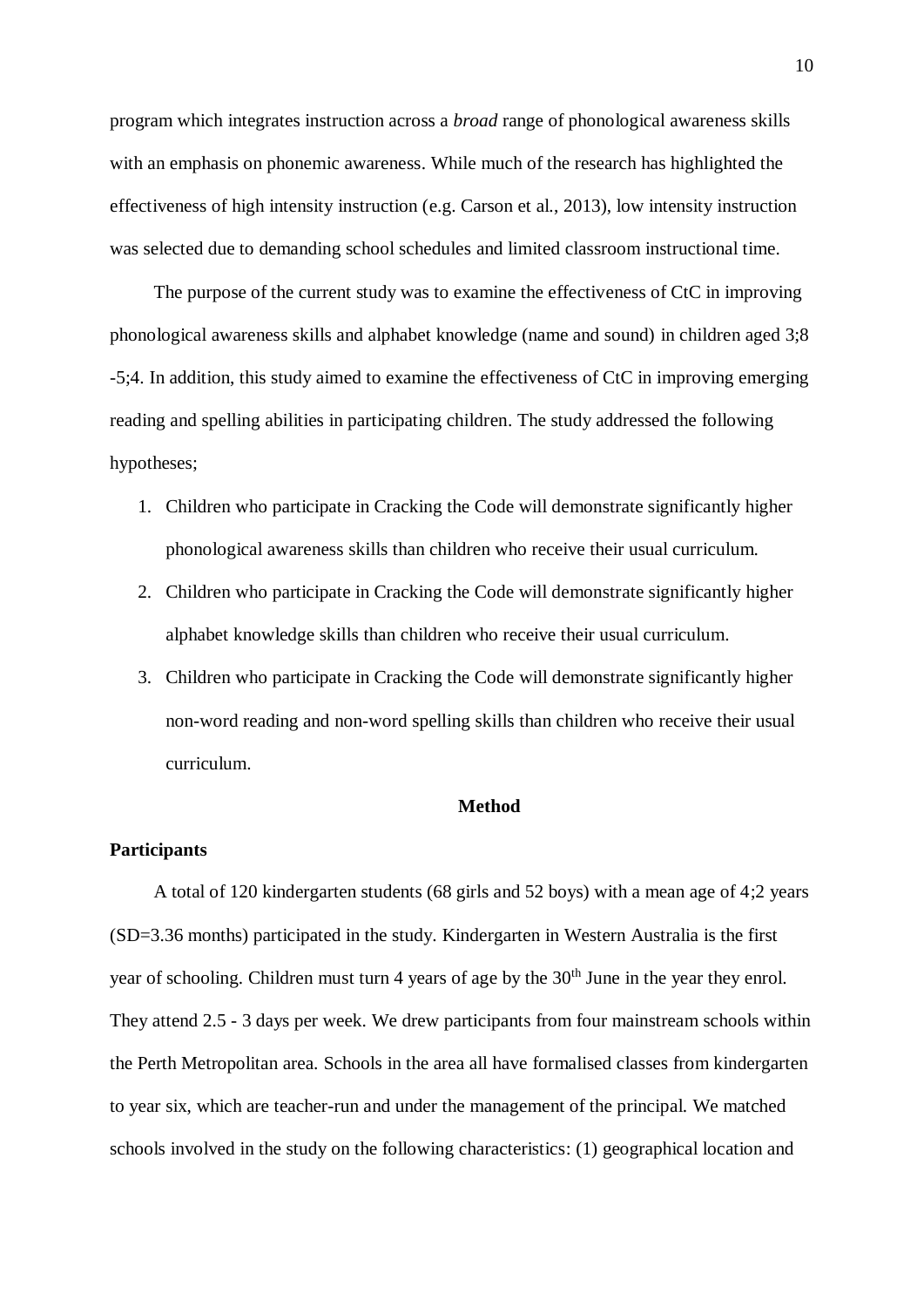program which integrates instruction across a *broad* range of phonological awareness skills with an emphasis on phonemic awareness. While much of the research has highlighted the effectiveness of high intensity instruction (e.g. Carson et al., 2013), low intensity instruction was selected due to demanding school schedules and limited classroom instructional time.

The purpose of the current study was to examine the effectiveness of CtC in improving phonological awareness skills and alphabet knowledge (name and sound) in children aged 3;8 -5;4. In addition, this study aimed to examine the effectiveness of CtC in improving emerging reading and spelling abilities in participating children. The study addressed the following hypotheses;

1. Children who participate in Cracking the Code will demonstrate significantly higher phonological awareness skills than children who receive their usual curriculum.
2. Children who participate in Cracking the Code will demonstrate significantly higher alphabet knowledge skills than children who receive their usual curriculum.
3. Children who participate in Cracking the Code will demonstrate significantly higher non-word reading and non-word spelling skills than children who receive their usual curriculum.

# Method

## Participants

A total of 120 kindergarten students (68 girls and 52 boys) with a mean age of 4;2 years (SD=3.36 months) participated in the study. Kindergarten in Western Australia is the first year of schooling. Children must turn 4 years of age by the 30th June in the year they enrol. They attend 2.5 - 3 days per week. We drew participants from four mainstream schools within the Perth Metropolitan area. Schools in the area all have formalised classes from kindergarten to year six, which are teacher-run and under the management of the principal. We matched schools involved in the study on the following characteristics: (1) geographical location and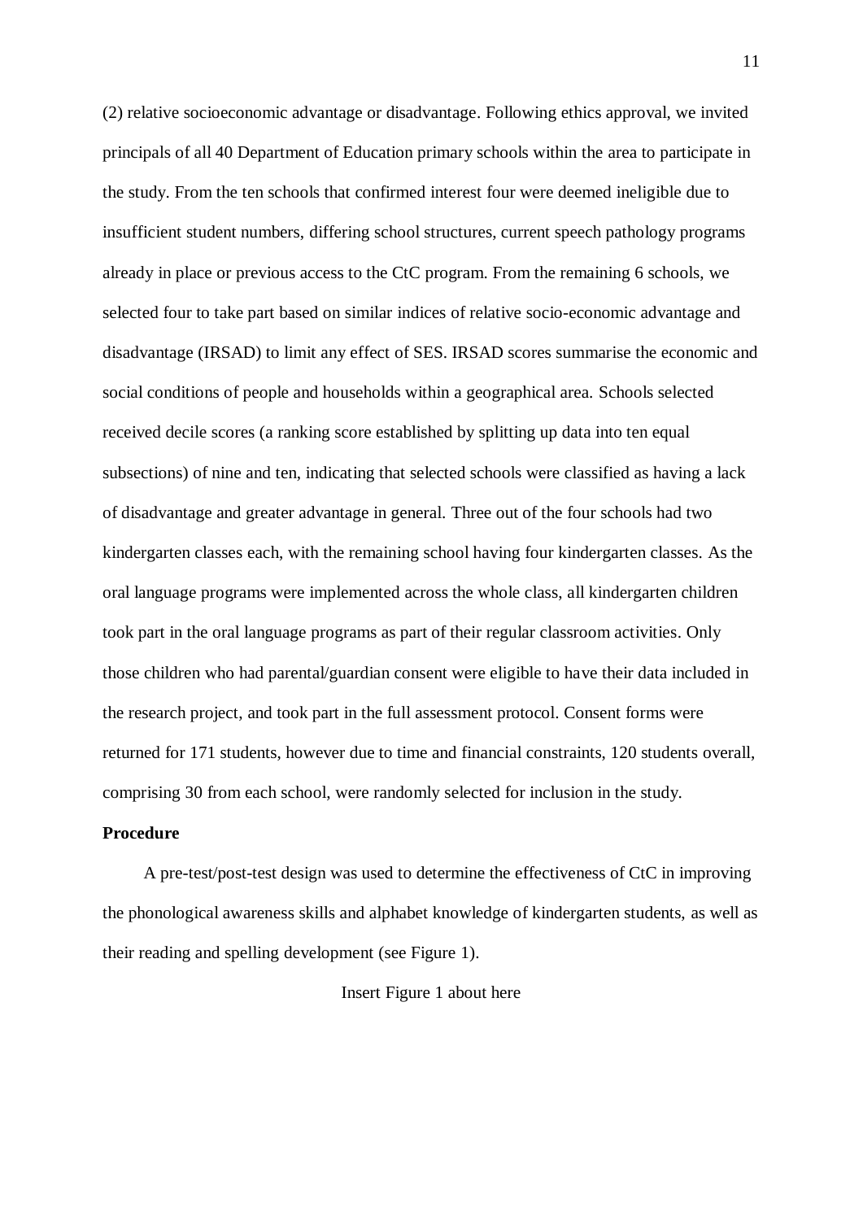(2) relative socioeconomic advantage or disadvantage. Following ethics approval, we invited principals of all 40 Department of Education primary schools within the area to participate in the study. From the ten schools that confirmed interest four were deemed ineligible due to insufficient student numbers, differing school structures, current speech pathology programs already in place or previous access to the CtC program. From the remaining 6 schools, we selected four to take part based on similar indices of relative socio-economic advantage and disadvantage (IRSAD) to limit any effect of SES. IRSAD scores summarise the economic and social conditions of people and households within a geographical area. Schools selected received decile scores (a ranking score established by splitting up data into ten equal subsections) of nine and ten, indicating that selected schools were classified as having a lack of disadvantage and greater advantage in general. Three out of the four schools had two kindergarten classes each, with the remaining school having four kindergarten classes. As the oral language programs were implemented across the whole class, all kindergarten children took part in the oral language programs as part of their regular classroom activities. Only those children who had parental/guardian consent were eligible to have their data included in the research project, and took part in the full assessment protocol. Consent forms were returned for 171 students, however due to time and financial constraints, 120 students overall, comprising 30 from each school, were randomly selected for inclusion in the study.

**Procedure**

A pre-test/post-test design was used to determine the effectiveness of CtC in improving the phonological awareness skills and alphabet knowledge of kindergarten students, as well as their reading and spelling development (see Figure 1).

Insert Figure 1 about here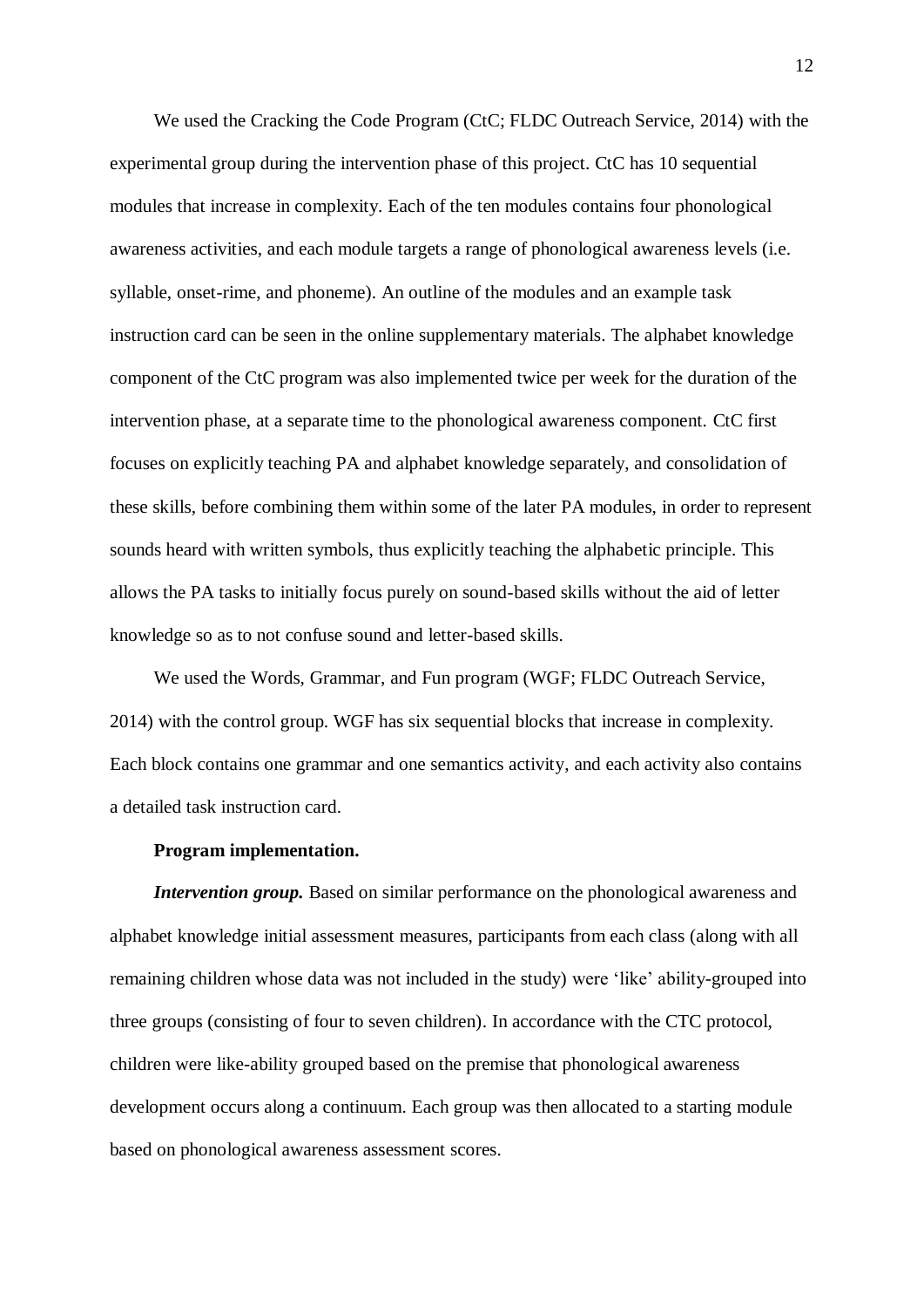We used the Cracking the Code Program (CtC; FLDC Outreach Service, 2014) with the experimental group during the intervention phase of this project. CtC has 10 sequential modules that increase in complexity. Each of the ten modules contains four phonological awareness activities, and each module targets a range of phonological awareness levels (i.e. syllable, onset-rime, and phoneme). An outline of the modules and an example task instruction card can be seen in the online supplementary materials. The alphabet knowledge component of the CtC program was also implemented twice per week for the duration of the intervention phase, at a separate time to the phonological awareness component. CtC first focuses on explicitly teaching PA and alphabet knowledge separately, and consolidation of these skills, before combining them within some of the later PA modules, in order to represent sounds heard with written symbols, thus explicitly teaching the alphabetic principle. This allows the PA tasks to initially focus purely on sound-based skills without the aid of letter knowledge so as to not confuse sound and letter-based skills.

We used the Words, Grammar, and Fun program (WGF; FLDC Outreach Service, 2014) with the control group. WGF has six sequential blocks that increase in complexity. Each block contains one grammar and one semantics activity, and each activity also contains a detailed task instruction card.

**Program implementation.**

***Intervention group.*** Based on similar performance on the phonological awareness and alphabet knowledge initial assessment measures, participants from each class (along with all remaining children whose data was not included in the study) were 'like' ability-grouped into three groups (consisting of four to seven children). In accordance with the CTC protocol, children were like-ability grouped based on the premise that phonological awareness development occurs along a continuum. Each group was then allocated to a starting module based on phonological awareness assessment scores.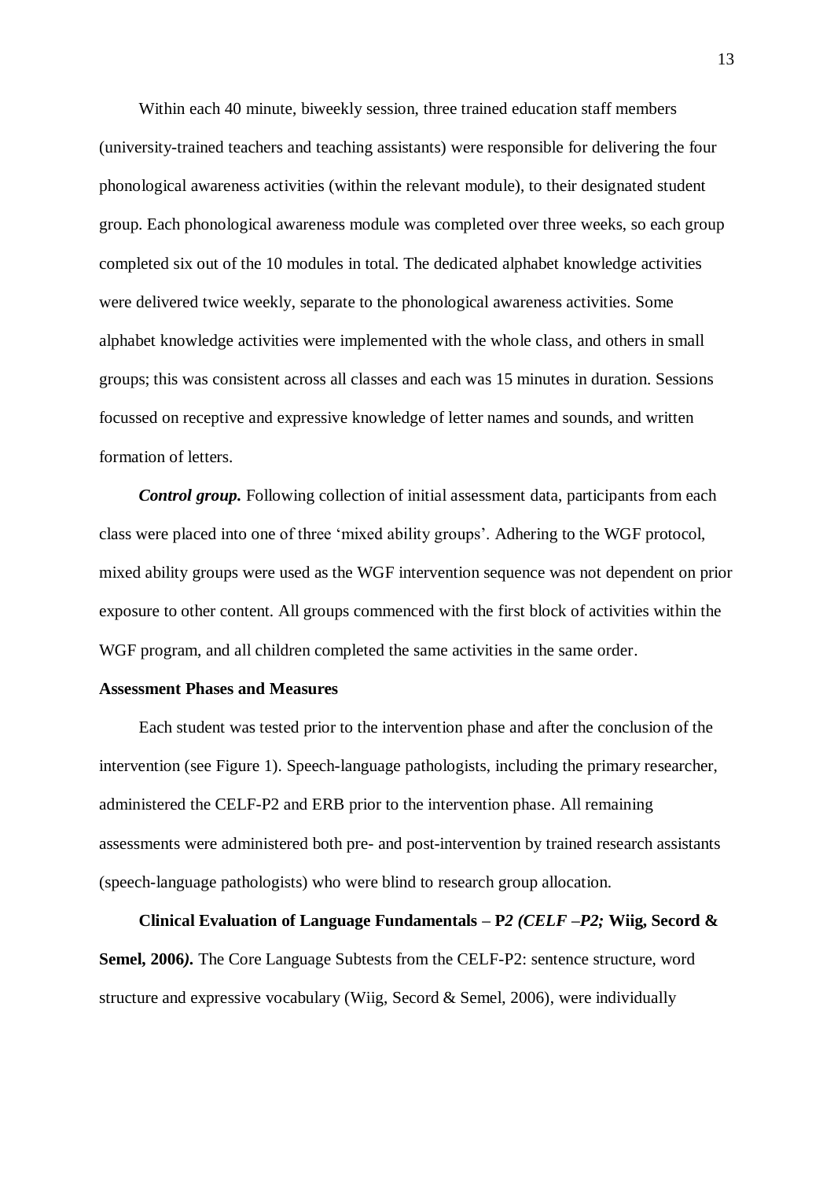Within each 40 minute, biweekly session, three trained education staff members (university-trained teachers and teaching assistants) were responsible for delivering the four phonological awareness activities (within the relevant module), to their designated student group. Each phonological awareness module was completed over three weeks, so each group completed six out of the 10 modules in total. The dedicated alphabet knowledge activities were delivered twice weekly, separate to the phonological awareness activities. Some alphabet knowledge activities were implemented with the whole class, and others in small groups; this was consistent across all classes and each was 15 minutes in duration. Sessions focussed on receptive and expressive knowledge of letter names and sounds, and written formation of letters.

***Control group.*** Following collection of initial assessment data, participants from each class were placed into one of three 'mixed ability groups'. Adhering to the WGF protocol, mixed ability groups were used as the WGF intervention sequence was not dependent on prior exposure to other content. All groups commenced with the first block of activities within the WGF program, and all children completed the same activities in the same order.

**Assessment Phases and Measures**

Each student was tested prior to the intervention phase and after the conclusion of the intervention (see Figure 1). Speech-language pathologists, including the primary researcher, administered the CELF-P2 and ERB prior to the intervention phase. All remaining assessments were administered both pre- and post-intervention by trained research assistants (speech-language pathologists) who were blind to research group allocation.

**Clinical Evaluation of Language Fundamentals – P*2 (CELF –P2;* Wiig, Secord & Semel, 2006*).*** The Core Language Subtests from the CELF-P2: sentence structure, word structure and expressive vocabulary (Wiig, Secord & Semel, 2006), were individually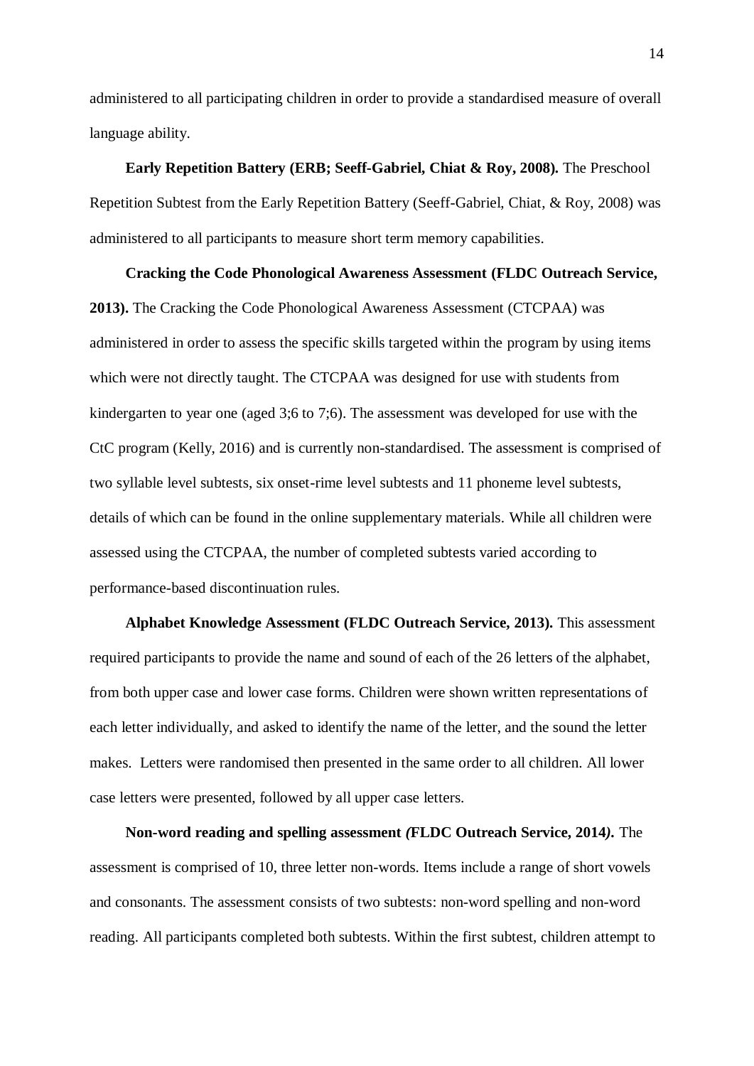administered to all participating children in order to provide a standardised measure of overall language ability.

**Early Repetition Battery (ERB; Seeff-Gabriel, Chiat & Roy, 2008).** The Preschool Repetition Subtest from the Early Repetition Battery (Seeff-Gabriel, Chiat, & Roy, 2008) was administered to all participants to measure short term memory capabilities.

**Cracking the Code Phonological Awareness Assessment (FLDC Outreach Service, 2013).** The Cracking the Code Phonological Awareness Assessment (CTCPAA) was administered in order to assess the specific skills targeted within the program by using items which were not directly taught. The CTCPAA was designed for use with students from kindergarten to year one (aged 3;6 to 7;6). The assessment was developed for use with the CtC program (Kelly, 2016) and is currently non-standardised. The assessment is comprised of two syllable level subtests, six onset-rime level subtests and 11 phoneme level subtests, details of which can be found in the online supplementary materials. While all children were assessed using the CTCPAA, the number of completed subtests varied according to performance-based discontinuation rules.

**Alphabet Knowledge Assessment (FLDC Outreach Service, 2013).** This assessment required participants to provide the name and sound of each of the 26 letters of the alphabet, from both upper case and lower case forms. Children were shown written representations of each letter individually, and asked to identify the name of the letter, and the sound the letter makes. Letters were randomised then presented in the same order to all children. All lower case letters were presented, followed by all upper case letters.

**Non-word reading and spelling assessment *(*FLDC Outreach Service, 2014*)*.** The assessment is comprised of 10, three letter non-words. Items include a range of short vowels and consonants. The assessment consists of two subtests: non-word spelling and non-word reading. All participants completed both subtests. Within the first subtest, children attempt to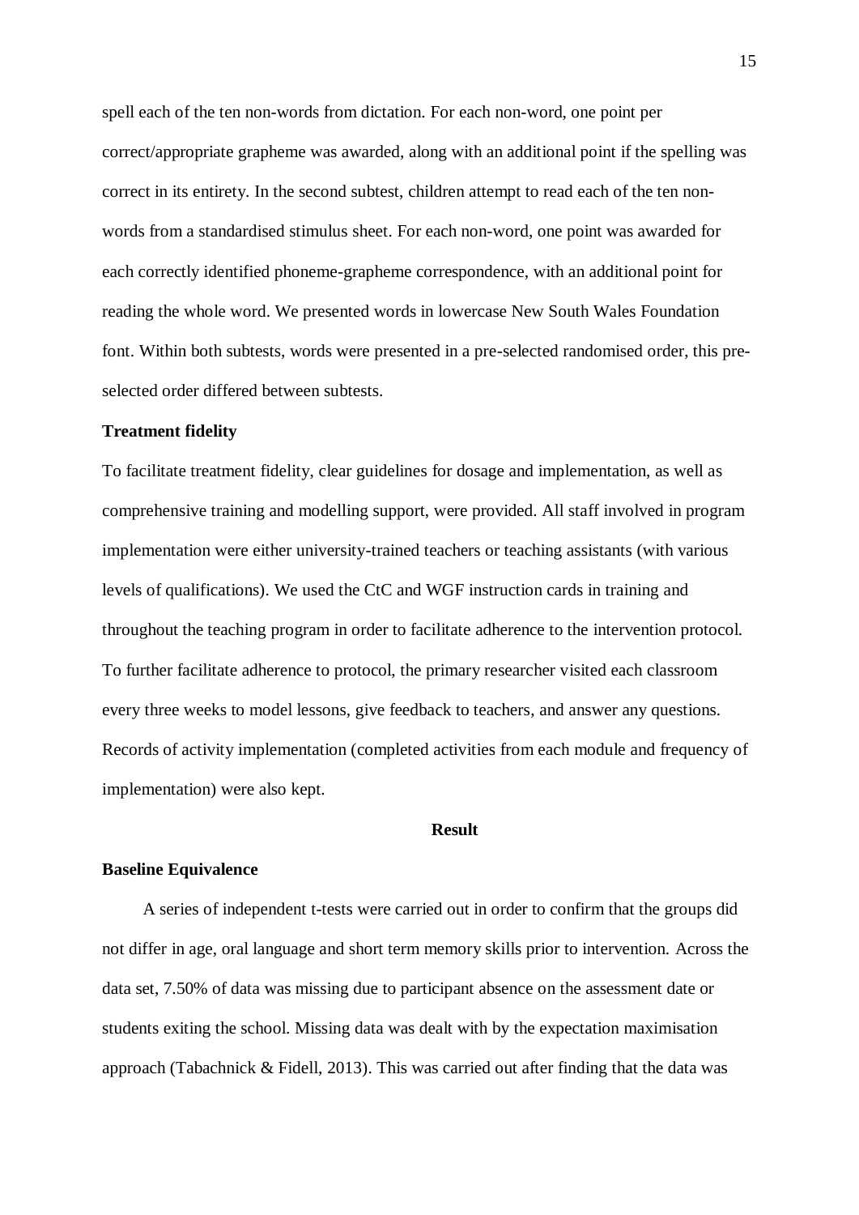spell each of the ten non-words from dictation. For each non-word, one point per correct/appropriate grapheme was awarded, along with an additional point if the spelling was correct in its entirety. In the second subtest, children attempt to read each of the ten non-words from a standardised stimulus sheet. For each non-word, one point was awarded for each correctly identified phoneme-grapheme correspondence, with an additional point for reading the whole word. We presented words in lowercase New South Wales Foundation font. Within both subtests, words were presented in a pre-selected randomised order, this pre-selected order differed between subtests.

**Treatment fidelity**

To facilitate treatment fidelity, clear guidelines for dosage and implementation, as well as comprehensive training and modelling support, were provided. All staff involved in program implementation were either university-trained teachers or teaching assistants (with various levels of qualifications). We used the CtC and WGF instruction cards in training and throughout the teaching program in order to facilitate adherence to the intervention protocol. To further facilitate adherence to protocol, the primary researcher visited each classroom every three weeks to model lessons, give feedback to teachers, and answer any questions. Records of activity implementation (completed activities from each module and frequency of implementation) were also kept.

## Result

**Baseline Equivalence**

A series of independent t-tests were carried out in order to confirm that the groups did not differ in age, oral language and short term memory skills prior to intervention. Across the data set, 7.50% of data was missing due to participant absence on the assessment date or students exiting the school. Missing data was dealt with by the expectation maximisation approach (Tabachnick & Fidell, 2013). This was carried out after finding that the data was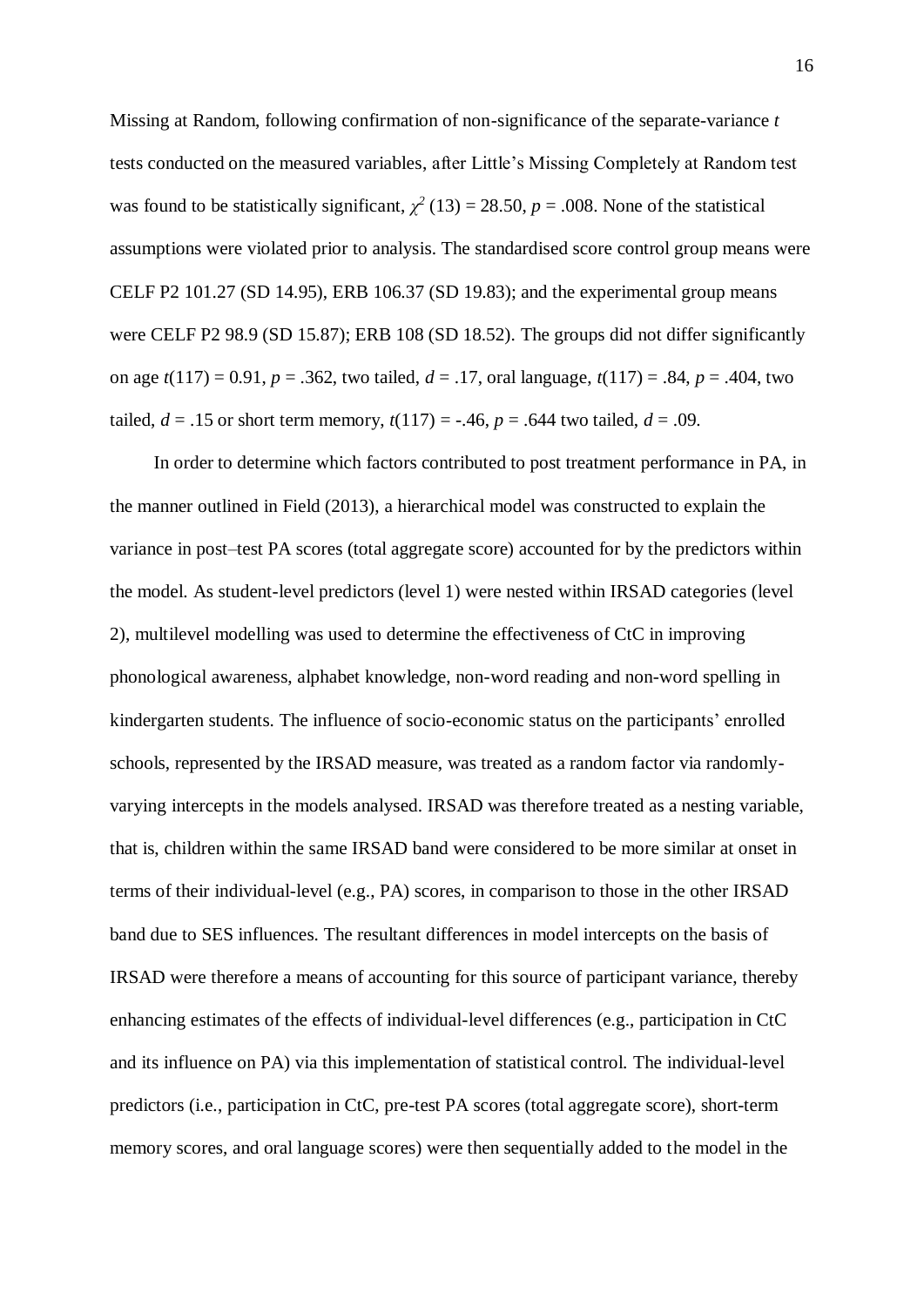Missing at Random, following confirmation of non-significance of the separate-variance *t* tests conducted on the measured variables, after Little's Missing Completely at Random test was found to be statistically significant, $\chi^2$ (13) = 28.50, *p* = .008. None of the statistical assumptions were violated prior to analysis. The standardised score control group means were CELF P2 101.27 (SD 14.95), ERB 106.37 (SD 19.83); and the experimental group means were CELF P2 98.9 (SD 15.87); ERB 108 (SD 18.52). The groups did not differ significantly on age *t*(117) = 0.91, *p* = .362, two tailed, *d* = .17, oral language, *t*(117) = .84, *p* = .404, two tailed, *d* = .15 or short term memory, *t*(117) = -.46, *p* = .644 two tailed, *d* = .09.

In order to determine which factors contributed to post treatment performance in PA, in the manner outlined in Field (2013), a hierarchical model was constructed to explain the variance in post–test PA scores (total aggregate score) accounted for by the predictors within the model. As student-level predictors (level 1) were nested within IRSAD categories (level 2), multilevel modelling was used to determine the effectiveness of CtC in improving phonological awareness, alphabet knowledge, non-word reading and non-word spelling in kindergarten students. The influence of socio-economic status on the participants' enrolled schools, represented by the IRSAD measure, was treated as a random factor via randomly-varying intercepts in the models analysed. IRSAD was therefore treated as a nesting variable, that is, children within the same IRSAD band were considered to be more similar at onset in terms of their individual-level (e.g., PA) scores, in comparison to those in the other IRSAD band due to SES influences. The resultant differences in model intercepts on the basis of IRSAD were therefore a means of accounting for this source of participant variance, thereby enhancing estimates of the effects of individual-level differences (e.g., participation in CtC and its influence on PA) via this implementation of statistical control. The individual-level predictors (i.e., participation in CtC, pre-test PA scores (total aggregate score), short-term memory scores, and oral language scores) were then sequentially added to the model in the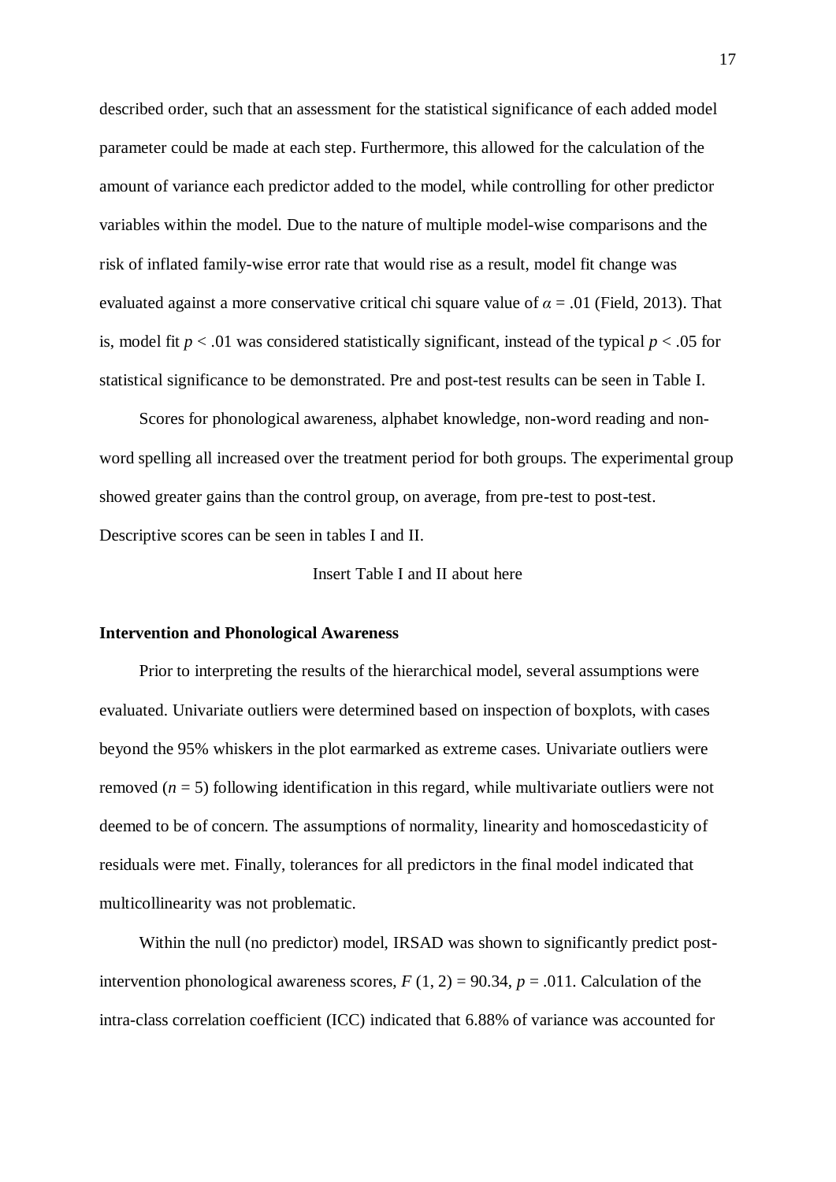described order, such that an assessment for the statistical significance of each added model parameter could be made at each step. Furthermore, this allowed for the calculation of the amount of variance each predictor added to the model, while controlling for other predictor variables within the model. Due to the nature of multiple model-wise comparisons and the risk of inflated family-wise error rate that would rise as a result, model fit change was evaluated against a more conservative critical chi square value of $\alpha = .01$ (Field, 2013). That is, model fit $p < .01$ was considered statistically significant, instead of the typical $p < .05$ for statistical significance to be demonstrated. Pre and post-test results can be seen in Table I.

Scores for phonological awareness, alphabet knowledge, non-word reading and non-word spelling all increased over the treatment period for both groups. The experimental group showed greater gains than the control group, on average, from pre-test to post-test. Descriptive scores can be seen in tables I and II.

Insert Table I and II about here

**Intervention and Phonological Awareness**

Prior to interpreting the results of the hierarchical model, several assumptions were evaluated. Univariate outliers were determined based on inspection of boxplots, with cases beyond the 95% whiskers in the plot earmarked as extreme cases. Univariate outliers were removed ($n = 5$) following identification in this regard, while multivariate outliers were not deemed to be of concern. The assumptions of normality, linearity and homoscedasticity of residuals were met. Finally, tolerances for all predictors in the final model indicated that multicollinearity was not problematic.

Within the null (no predictor) model, IRSAD was shown to significantly predict post-intervention phonological awareness scores, $F(1, 2) = 90.34$, $p = .011$. Calculation of the intra-class correlation coefficient (ICC) indicated that 6.88% of variance was accounted for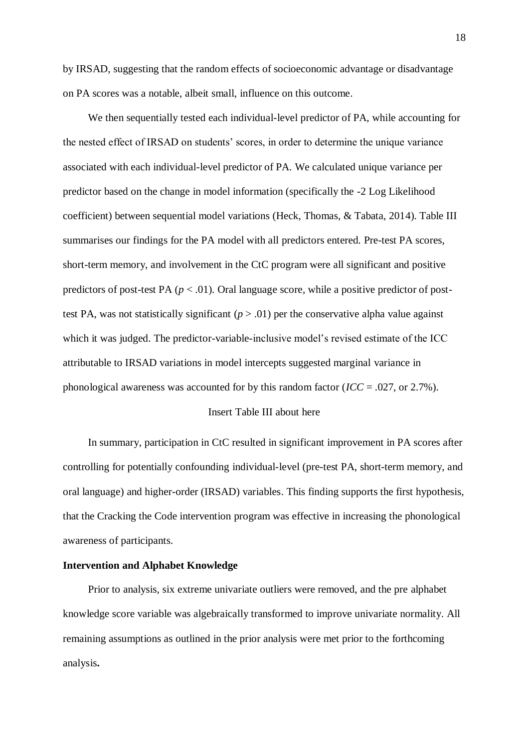by IRSAD, suggesting that the random effects of socioeconomic advantage or disadvantage on PA scores was a notable, albeit small, influence on this outcome.

We then sequentially tested each individual-level predictor of PA, while accounting for the nested effect of IRSAD on students' scores, in order to determine the unique variance associated with each individual-level predictor of PA. We calculated unique variance per predictor based on the change in model information (specifically the -2 Log Likelihood coefficient) between sequential model variations (Heck, Thomas, & Tabata, 2014). Table III summarises our findings for the PA model with all predictors entered. Pre-test PA scores, short-term memory, and involvement in the CtC program were all significant and positive predictors of post-test PA ($p < .01$). Oral language score, while a positive predictor of post-test PA, was not statistically significant ($p > .01$) per the conservative alpha value against which it was judged. The predictor-variable-inclusive model's revised estimate of the ICC attributable to IRSAD variations in model intercepts suggested marginal variance in phonological awareness was accounted for by this random factor (*ICC* = .027, or 2.7%).

Insert Table III about here

In summary, participation in CtC resulted in significant improvement in PA scores after controlling for potentially confounding individual-level (pre-test PA, short-term memory, and oral language) and higher-order (IRSAD) variables. This finding supports the first hypothesis, that the Cracking the Code intervention program was effective in increasing the phonological awareness of participants.

**Intervention and Alphabet Knowledge**

Prior to analysis, six extreme univariate outliers were removed, and the pre alphabet knowledge score variable was algebraically transformed to improve univariate normality. All remaining assumptions as outlined in the prior analysis were met prior to the forthcoming analysis**.**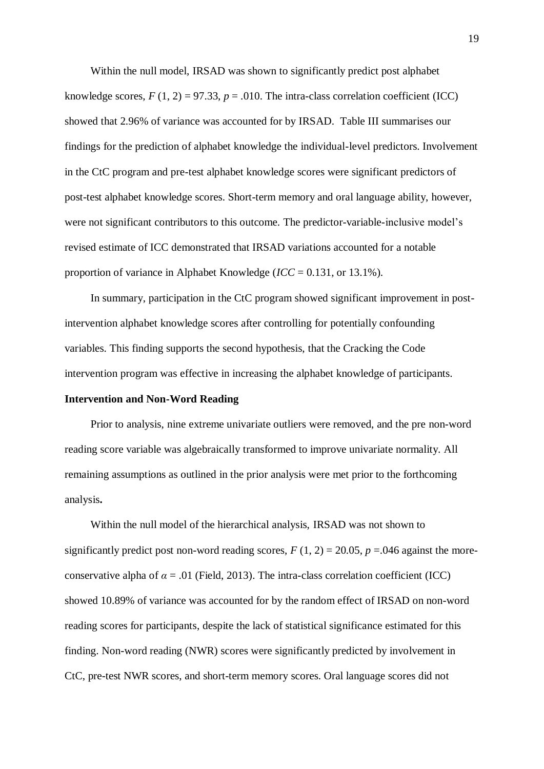Within the null model, IRSAD was shown to significantly predict post alphabet knowledge scores, $F$ (1, 2) = 97.33, $p$ = .010. The intra-class correlation coefficient (ICC) showed that 2.96% of variance was accounted for by IRSAD. Table III summarises our findings for the prediction of alphabet knowledge the individual-level predictors. Involvement in the CtC program and pre-test alphabet knowledge scores were significant predictors of post-test alphabet knowledge scores. Short-term memory and oral language ability, however, were not significant contributors to this outcome. The predictor-variable-inclusive model's revised estimate of ICC demonstrated that IRSAD variations accounted for a notable proportion of variance in Alphabet Knowledge (*ICC* = 0.131, or 13.1%).

In summary, participation in the CtC program showed significant improvement in post-intervention alphabet knowledge scores after controlling for potentially confounding variables. This finding supports the second hypothesis, that the Cracking the Code intervention program was effective in increasing the alphabet knowledge of participants.

**Intervention and Non-Word Reading**

Prior to analysis, nine extreme univariate outliers were removed, and the pre non-word reading score variable was algebraically transformed to improve univariate normality. All remaining assumptions as outlined in the prior analysis were met prior to the forthcoming analysis**.**

Within the null model of the hierarchical analysis, IRSAD was not shown to significantly predict post non-word reading scores, $F$ (1, 2) = 20.05, $p$ =.046 against the more-conservative alpha of $\alpha$ = .01 (Field, 2013). The intra-class correlation coefficient (ICC) showed 10.89% of variance was accounted for by the random effect of IRSAD on non-word reading scores for participants, despite the lack of statistical significance estimated for this finding. Non-word reading (NWR) scores were significantly predicted by involvement in CtC, pre-test NWR scores, and short-term memory scores. Oral language scores did not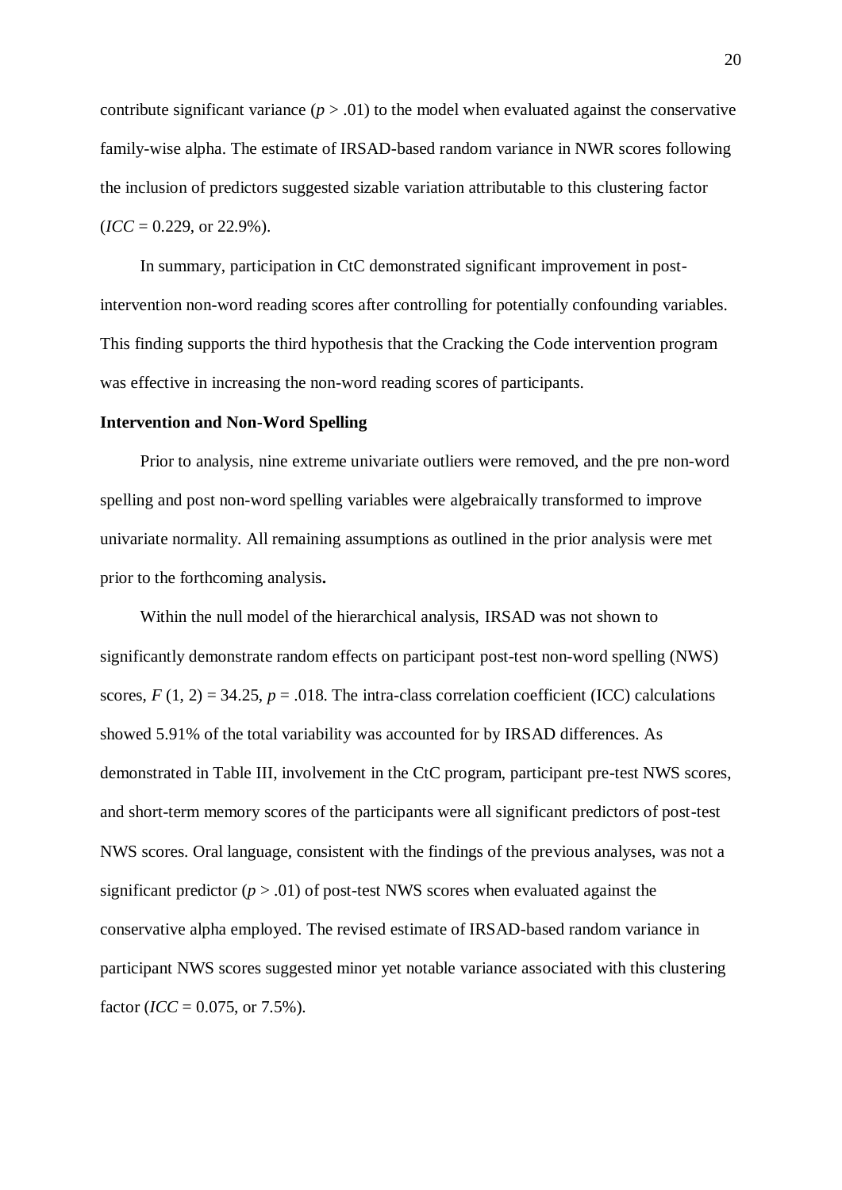contribute significant variance ($p > .01$) to the model when evaluated against the conservative family-wise alpha. The estimate of IRSAD-based random variance in NWR scores following the inclusion of predictors suggested sizable variation attributable to this clustering factor ($ICC = 0.229$, or 22.9%).

In summary, participation in CtC demonstrated significant improvement in post-intervention non-word reading scores after controlling for potentially confounding variables. This finding supports the third hypothesis that the Cracking the Code intervention program was effective in increasing the non-word reading scores of participants.

**Intervention and Non-Word Spelling**

Prior to analysis, nine extreme univariate outliers were removed, and the pre non-word spelling and post non-word spelling variables were algebraically transformed to improve univariate normality. All remaining assumptions as outlined in the prior analysis were met prior to the forthcoming analysis**.**

Within the null model of the hierarchical analysis, IRSAD was not shown to significantly demonstrate random effects on participant post-test non-word spelling (NWS) scores, $F(1, 2) = 34.25$, $p = .018$. The intra-class correlation coefficient (ICC) calculations showed 5.91% of the total variability was accounted for by IRSAD differences. As demonstrated in Table III, involvement in the CtC program, participant pre-test NWS scores, and short-term memory scores of the participants were all significant predictors of post-test NWS scores. Oral language, consistent with the findings of the previous analyses, was not a significant predictor ($p > .01$) of post-test NWS scores when evaluated against the conservative alpha employed. The revised estimate of IRSAD-based random variance in participant NWS scores suggested minor yet notable variance associated with this clustering factor ($ICC = 0.075$, or 7.5%).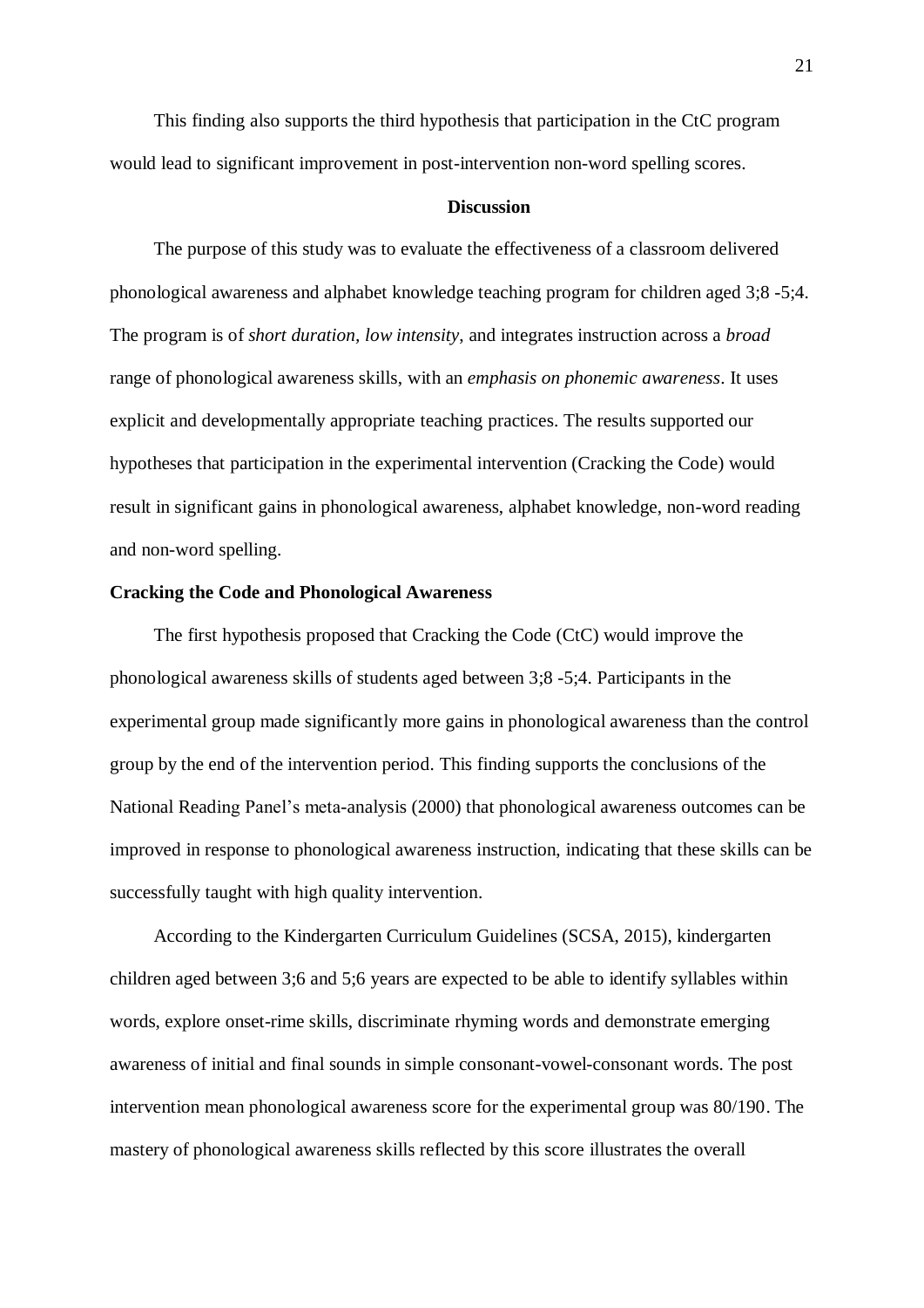This finding also supports the third hypothesis that participation in the CtC program would lead to significant improvement in post-intervention non-word spelling scores.

## Discussion

The purpose of this study was to evaluate the effectiveness of a classroom delivered phonological awareness and alphabet knowledge teaching program for children aged 3;8 -5;4. The program is of *short duration, low intensity*, and integrates instruction across a *broad* range of phonological awareness skills, with an *emphasis on phonemic awareness*. It uses explicit and developmentally appropriate teaching practices. The results supported our hypotheses that participation in the experimental intervention (Cracking the Code) would result in significant gains in phonological awareness, alphabet knowledge, non-word reading and non-word spelling.

### Cracking the Code and Phonological Awareness

The first hypothesis proposed that Cracking the Code (CtC) would improve the phonological awareness skills of students aged between 3;8 -5;4. Participants in the experimental group made significantly more gains in phonological awareness than the control group by the end of the intervention period. This finding supports the conclusions of the National Reading Panel's meta-analysis (2000) that phonological awareness outcomes can be improved in response to phonological awareness instruction, indicating that these skills can be successfully taught with high quality intervention.

According to the Kindergarten Curriculum Guidelines (SCSA, 2015), kindergarten children aged between 3;6 and 5;6 years are expected to be able to identify syllables within words, explore onset-rime skills, discriminate rhyming words and demonstrate emerging awareness of initial and final sounds in simple consonant-vowel-consonant words. The post intervention mean phonological awareness score for the experimental group was 80/190. The mastery of phonological awareness skills reflected by this score illustrates the overall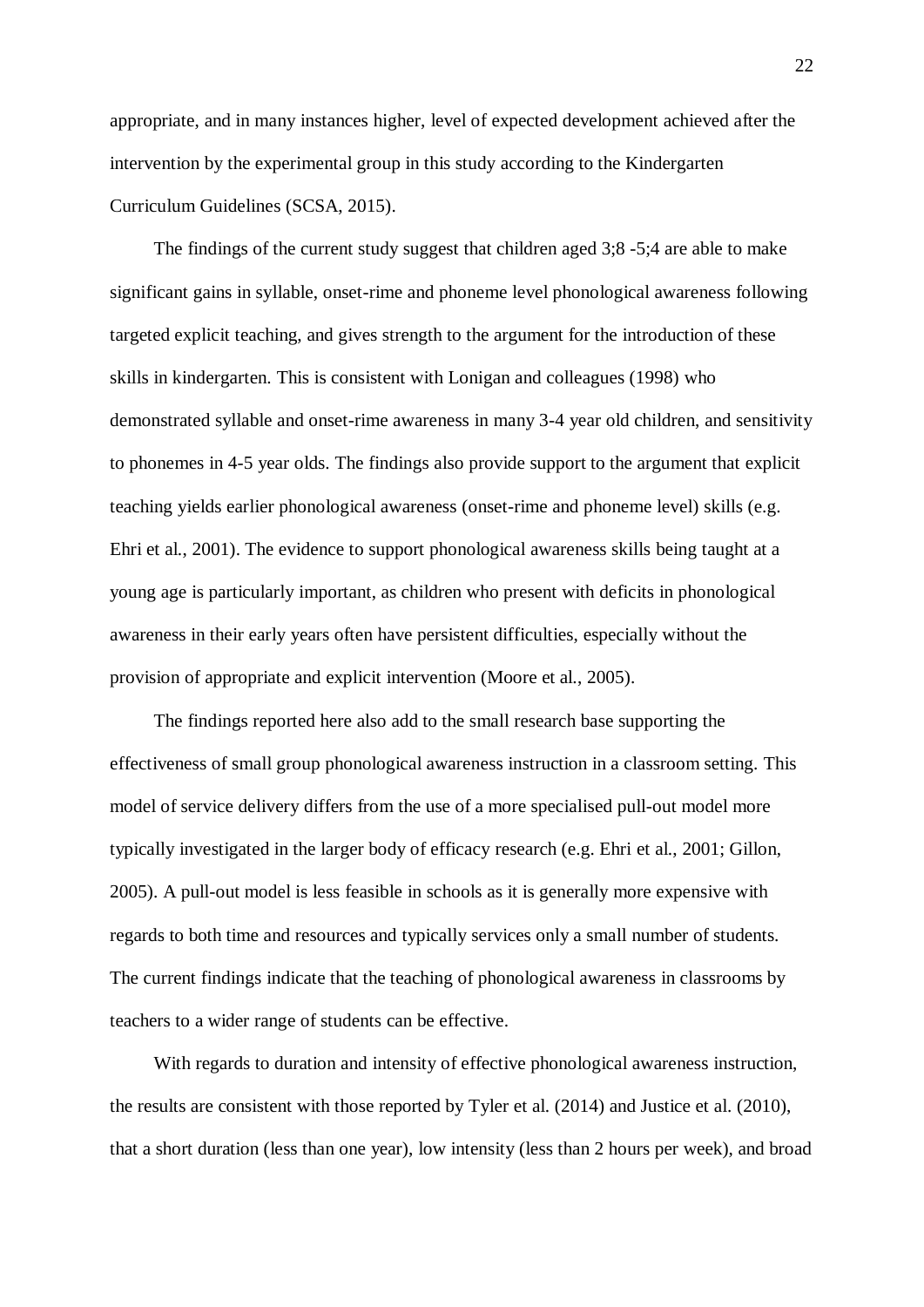appropriate, and in many instances higher, level of expected development achieved after the intervention by the experimental group in this study according to the Kindergarten Curriculum Guidelines (SCSA, 2015).

The findings of the current study suggest that children aged 3;8 -5;4 are able to make significant gains in syllable, onset-rime and phoneme level phonological awareness following targeted explicit teaching, and gives strength to the argument for the introduction of these skills in kindergarten. This is consistent with Lonigan and colleagues (1998) who demonstrated syllable and onset-rime awareness in many 3-4 year old children, and sensitivity to phonemes in 4-5 year olds. The findings also provide support to the argument that explicit teaching yields earlier phonological awareness (onset-rime and phoneme level) skills (e.g. Ehri et al., 2001). The evidence to support phonological awareness skills being taught at a young age is particularly important, as children who present with deficits in phonological awareness in their early years often have persistent difficulties, especially without the provision of appropriate and explicit intervention (Moore et al., 2005).

The findings reported here also add to the small research base supporting the effectiveness of small group phonological awareness instruction in a classroom setting. This model of service delivery differs from the use of a more specialised pull-out model more typically investigated in the larger body of efficacy research (e.g. Ehri et al., 2001; Gillon, 2005). A pull-out model is less feasible in schools as it is generally more expensive with regards to both time and resources and typically services only a small number of students. The current findings indicate that the teaching of phonological awareness in classrooms by teachers to a wider range of students can be effective.

With regards to duration and intensity of effective phonological awareness instruction, the results are consistent with those reported by Tyler et al. (2014) and Justice et al. (2010), that a short duration (less than one year), low intensity (less than 2 hours per week), and broad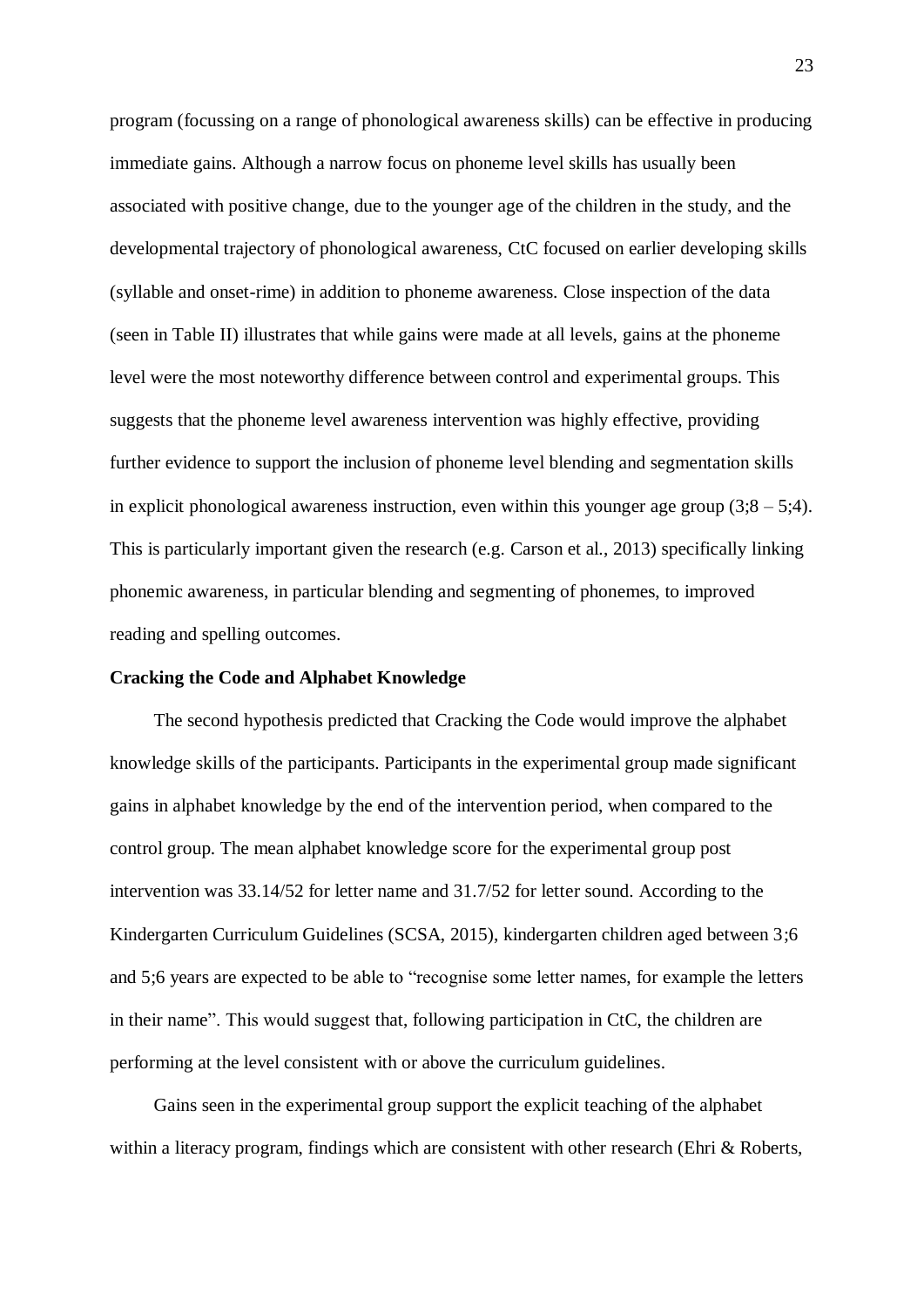program (focussing on a range of phonological awareness skills) can be effective in producing immediate gains. Although a narrow focus on phoneme level skills has usually been associated with positive change, due to the younger age of the children in the study, and the developmental trajectory of phonological awareness, CtC focused on earlier developing skills (syllable and onset-rime) in addition to phoneme awareness. Close inspection of the data (seen in Table II) illustrates that while gains were made at all levels, gains at the phoneme level were the most noteworthy difference between control and experimental groups. This suggests that the phoneme level awareness intervention was highly effective, providing further evidence to support the inclusion of phoneme level blending and segmentation skills in explicit phonological awareness instruction, even within this younger age group (3;8 – 5;4). This is particularly important given the research (e.g. Carson et al., 2013) specifically linking phonemic awareness, in particular blending and segmenting of phonemes, to improved reading and spelling outcomes.

**Cracking the Code and Alphabet Knowledge**

The second hypothesis predicted that Cracking the Code would improve the alphabet knowledge skills of the participants. Participants in the experimental group made significant gains in alphabet knowledge by the end of the intervention period, when compared to the control group. The mean alphabet knowledge score for the experimental group post intervention was 33.14/52 for letter name and 31.7/52 for letter sound. According to the Kindergarten Curriculum Guidelines (SCSA, 2015), kindergarten children aged between 3;6 and 5;6 years are expected to be able to "recognise some letter names, for example the letters in their name". This would suggest that, following participation in CtC, the children are performing at the level consistent with or above the curriculum guidelines.

Gains seen in the experimental group support the explicit teaching of the alphabet within a literacy program, findings which are consistent with other research (Ehri & Roberts,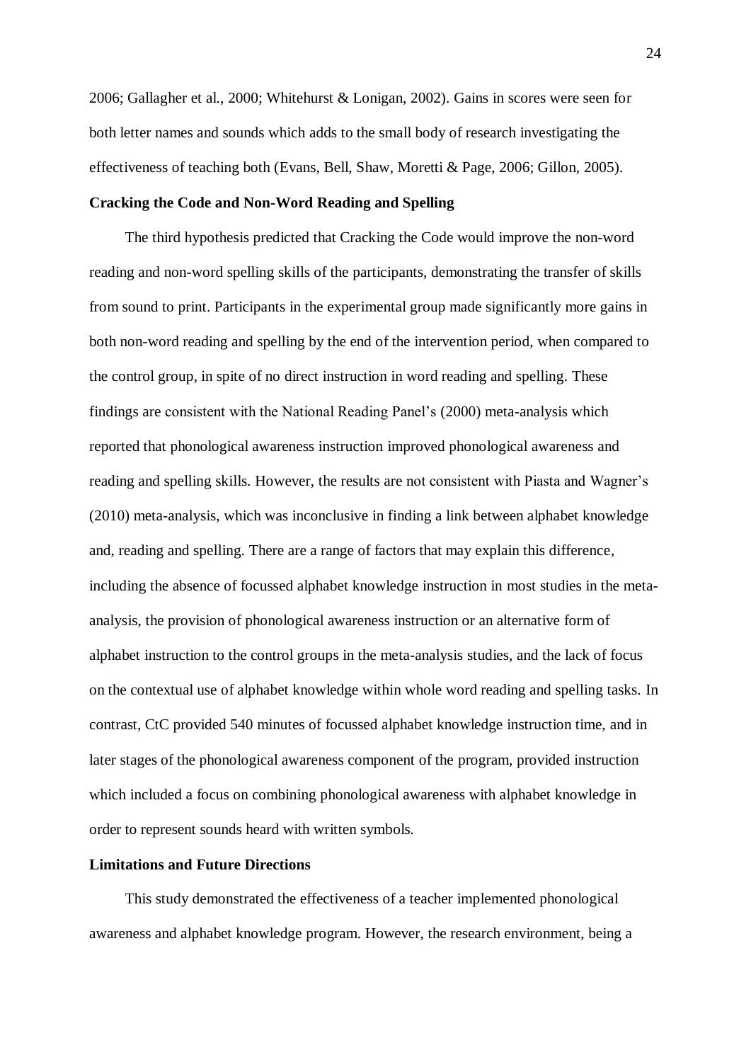2006; Gallagher et al., 2000; Whitehurst & Lonigan, 2002). Gains in scores were seen for both letter names and sounds which adds to the small body of research investigating the effectiveness of teaching both (Evans, Bell, Shaw, Moretti & Page, 2006; Gillon, 2005).

**Cracking the Code and Non-Word Reading and Spelling**

The third hypothesis predicted that Cracking the Code would improve the non-word reading and non-word spelling skills of the participants, demonstrating the transfer of skills from sound to print. Participants in the experimental group made significantly more gains in both non-word reading and spelling by the end of the intervention period, when compared to the control group, in spite of no direct instruction in word reading and spelling. These findings are consistent with the National Reading Panel's (2000) meta-analysis which reported that phonological awareness instruction improved phonological awareness and reading and spelling skills. However, the results are not consistent with Piasta and Wagner's (2010) meta-analysis, which was inconclusive in finding a link between alphabet knowledge and, reading and spelling. There are a range of factors that may explain this difference, including the absence of focussed alphabet knowledge instruction in most studies in the meta-analysis, the provision of phonological awareness instruction or an alternative form of alphabet instruction to the control groups in the meta-analysis studies, and the lack of focus on the contextual use of alphabet knowledge within whole word reading and spelling tasks. In contrast, CtC provided 540 minutes of focussed alphabet knowledge instruction time, and in later stages of the phonological awareness component of the program, provided instruction which included a focus on combining phonological awareness with alphabet knowledge in order to represent sounds heard with written symbols.

**Limitations and Future Directions**

This study demonstrated the effectiveness of a teacher implemented phonological awareness and alphabet knowledge program. However, the research environment, being a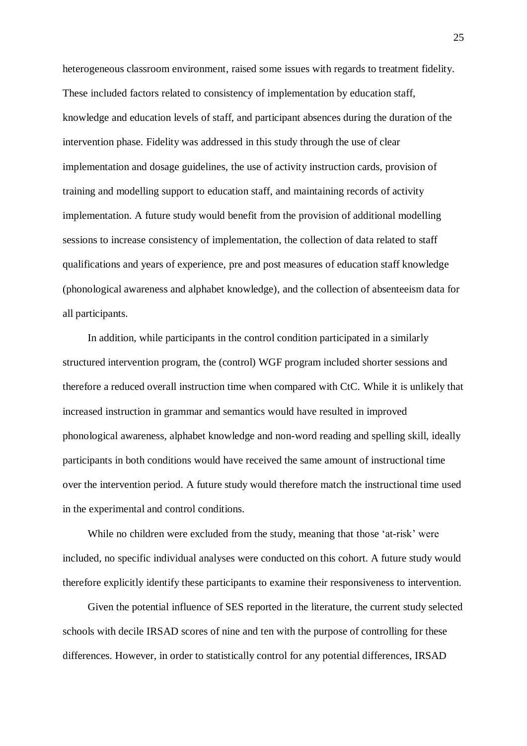heterogeneous classroom environment, raised some issues with regards to treatment fidelity. These included factors related to consistency of implementation by education staff, knowledge and education levels of staff, and participant absences during the duration of the intervention phase. Fidelity was addressed in this study through the use of clear implementation and dosage guidelines, the use of activity instruction cards, provision of training and modelling support to education staff, and maintaining records of activity implementation. A future study would benefit from the provision of additional modelling sessions to increase consistency of implementation, the collection of data related to staff qualifications and years of experience, pre and post measures of education staff knowledge (phonological awareness and alphabet knowledge), and the collection of absenteeism data for all participants.

In addition, while participants in the control condition participated in a similarly structured intervention program, the (control) WGF program included shorter sessions and therefore a reduced overall instruction time when compared with CtC. While it is unlikely that increased instruction in grammar and semantics would have resulted in improved phonological awareness, alphabet knowledge and non-word reading and spelling skill, ideally participants in both conditions would have received the same amount of instructional time over the intervention period. A future study would therefore match the instructional time used in the experimental and control conditions.

While no children were excluded from the study, meaning that those 'at-risk' were included, no specific individual analyses were conducted on this cohort. A future study would therefore explicitly identify these participants to examine their responsiveness to intervention.

Given the potential influence of SES reported in the literature, the current study selected schools with decile IRSAD scores of nine and ten with the purpose of controlling for these differences. However, in order to statistically control for any potential differences, IRSAD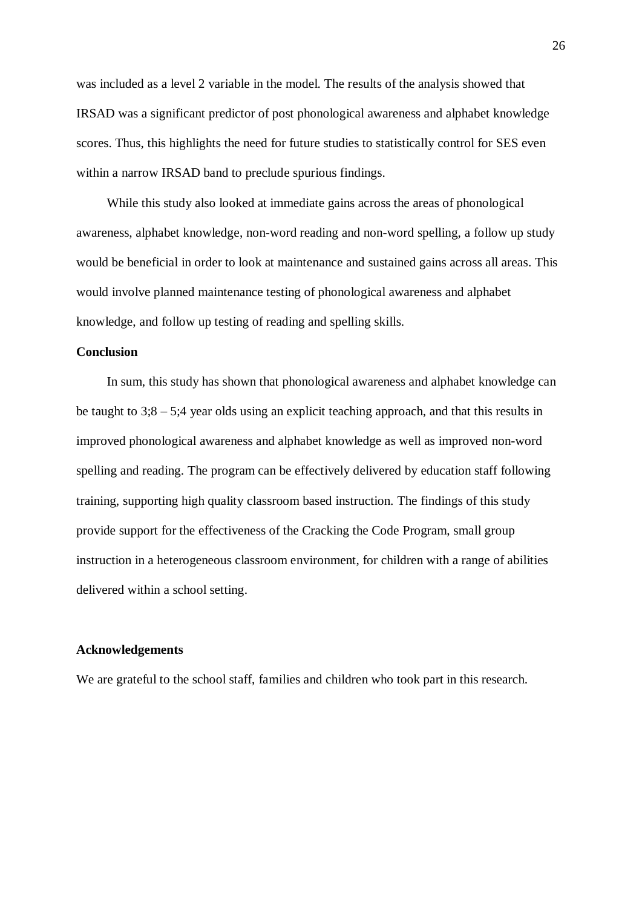was included as a level 2 variable in the model. The results of the analysis showed that IRSAD was a significant predictor of post phonological awareness and alphabet knowledge scores. Thus, this highlights the need for future studies to statistically control for SES even within a narrow IRSAD band to preclude spurious findings.

While this study also looked at immediate gains across the areas of phonological awareness, alphabet knowledge, non-word reading and non-word spelling, a follow up study would be beneficial in order to look at maintenance and sustained gains across all areas. This would involve planned maintenance testing of phonological awareness and alphabet knowledge, and follow up testing of reading and spelling skills.

## Conclusion

In sum, this study has shown that phonological awareness and alphabet knowledge can be taught to 3;8 – 5;4 year olds using an explicit teaching approach, and that this results in improved phonological awareness and alphabet knowledge as well as improved non-word spelling and reading. The program can be effectively delivered by education staff following training, supporting high quality classroom based instruction. The findings of this study provide support for the effectiveness of the Cracking the Code Program, small group instruction in a heterogeneous classroom environment, for children with a range of abilities delivered within a school setting.

## Acknowledgements

We are grateful to the school staff, families and children who took part in this research.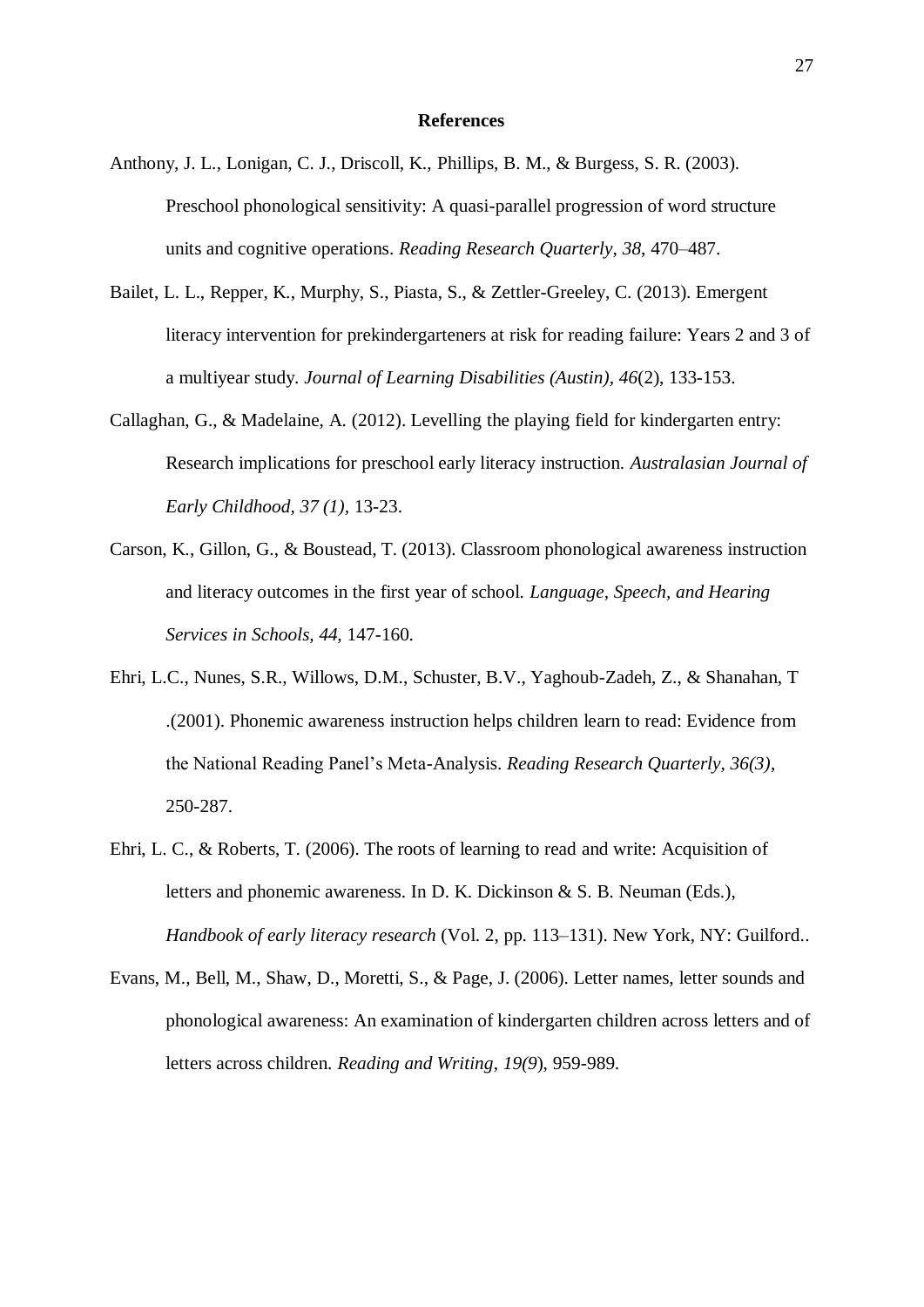## References

Anthony, J. L., Lonigan, C. J., Driscoll, K., Phillips, B. M., & Burgess, S. R. (2003). Preschool phonological sensitivity: A quasi-parallel progression of word structure units and cognitive operations. *Reading Research Quarterly*, *38*, 470–487.

Bailet, L. L., Repper, K., Murphy, S., Piasta, S., & Zettler-Greeley, C. (2013). Emergent literacy intervention for prekindergarteners at risk for reading failure: Years 2 and 3 of a multiyear study. *Journal of Learning Disabilities (Austin), 46*(2), 133-153.

Callaghan, G., & Madelaine, A. (2012). Levelling the playing field for kindergarten entry: Research implications for preschool early literacy instruction. *Australasian Journal of Early Childhood, 37 (1),* 13-23.

Carson, K., Gillon, G., & Boustead, T. (2013). Classroom phonological awareness instruction and literacy outcomes in the first year of school. *Language, Speech, and Hearing Services in Schools, 44,* 147-160.

Ehri, L.C., Nunes, S.R., Willows, D.M., Schuster, B.V., Yaghoub-Zadeh, Z., & Shanahan, T .(2001). Phonemic awareness instruction helps children learn to read: Evidence from the National Reading Panel's Meta-Analysis. *Reading Research Quarterly, 36(3)*, 250-287.

Ehri, L. C., & Roberts, T. (2006). The roots of learning to read and write: Acquisition of letters and phonemic awareness. In D. K. Dickinson & S. B. Neuman (Eds.), *Handbook of early literacy research* (Vol. 2, pp. 113–131). New York, NY: Guilford..

Evans, M., Bell, M., Shaw, D., Moretti, S., & Page, J. (2006). Letter names, letter sounds and phonological awareness: An examination of kindergarten children across letters and of letters across children. *Reading and Writing*, *19(9*), 959-989.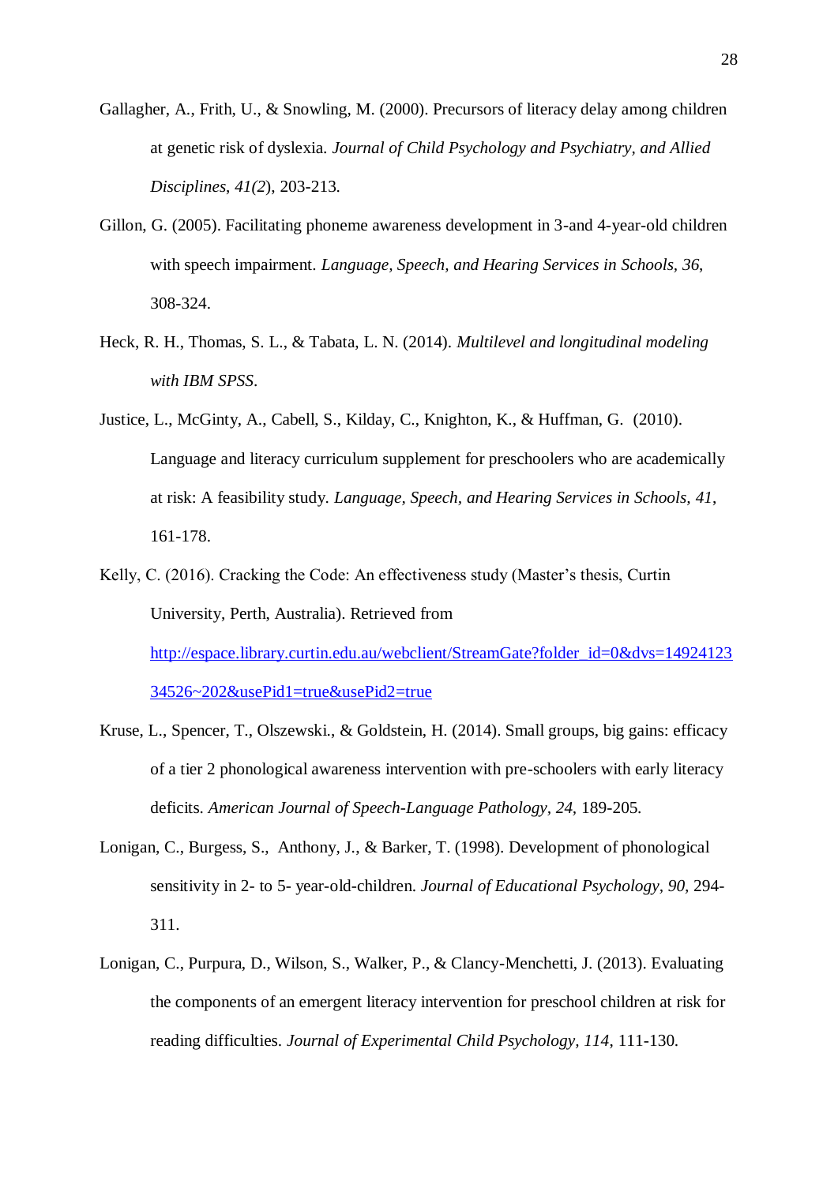Gallagher, A., Frith, U., & Snowling, M. (2000). Precursors of literacy delay among children at genetic risk of dyslexia. *Journal of Child Psychology and Psychiatry, and Allied Disciplines*, *41(2*), 203-213.

Gillon, G. (2005). Facilitating phoneme awareness development in 3-and 4-year-old children with speech impairment. *Language, Speech, and Hearing Services in Schools, 36*, 308-324.

Heck, R. H., Thomas, S. L., & Tabata, L. N. (2014). *Multilevel and longitudinal modeling with IBM SPSS*.

Justice, L., McGinty, A., Cabell, S., Kilday, C., Knighton, K., & Huffman, G. (2010). Language and literacy curriculum supplement for preschoolers who are academically at risk: A feasibility study. *Language, Speech, and Hearing Services in Schools, 41*, 161-178.

Kelly, C. (2016). Cracking the Code: An effectiveness study (Master's thesis, Curtin University, Perth, Australia). Retrieved from http://espace.library.curtin.edu.au/webclient/StreamGate?folder_id=0&dvs=1492412334526~202&usePid1=true&usePid2=true

Kruse, L., Spencer, T., Olszewski., & Goldstein, H. (2014). Small groups, big gains: efficacy of a tier 2 phonological awareness intervention with pre-schoolers with early literacy deficits. *American Journal of Speech-Language Pathology, 24,* 189-205.

Lonigan, C., Burgess, S., Anthony, J., & Barker, T. (1998). Development of phonological sensitivity in 2- to 5- year-old-children. *Journal of Educational Psychology, 90,* 294-311.

Lonigan, C., Purpura, D., Wilson, S., Walker, P., & Clancy-Menchetti, J. (2013). Evaluating the components of an emergent literacy intervention for preschool children at risk for reading difficulties. *Journal of Experimental Child Psychology, 114*, 111-130.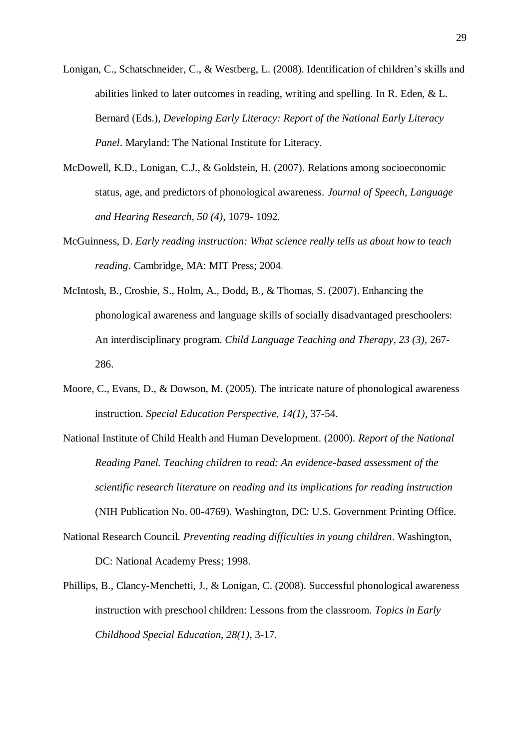Lonigan, C., Schatschneider, C., & Westberg, L. (2008). Identification of children's skills and abilities linked to later outcomes in reading, writing and spelling. In R. Eden, & L. Bernard (Eds.), *Developing Early Literacy: Report of the National Early Literacy Panel*. Maryland: The National Institute for Literacy.

McDowell, K.D., Lonigan, C.J., & Goldstein, H. (2007). Relations among socioeconomic status, age, and predictors of phonological awareness. *Journal of Speech, Language and Hearing Research, 50 (4),* 1079- 1092.

McGuinness, D. *Early reading instruction: What science really tells us about how to teach reading*. Cambridge, MA: MIT Press; 2004.

McIntosh, B., Crosbie, S., Holm, A., Dodd, B., & Thomas, S. (2007). Enhancing the phonological awareness and language skills of socially disadvantaged preschoolers: An interdisciplinary program. *Child Language Teaching and Therapy, 23 (3),* 267-286.

Moore, C., Evans, D., & Dowson, M. (2005). The intricate nature of phonological awareness instruction. *Special Education Perspective, 14(1),* 37-54.

National Institute of Child Health and Human Development. (2000). *Report of the National Reading Panel. Teaching children to read: An evidence-based assessment of the scientific research literature on reading and its implications for reading instruction* (NIH Publication No. 00-4769). Washington, DC: U.S. Government Printing Office.

National Research Council. *Preventing reading difficulties in young children*. Washington, DC: National Academy Press; 1998.

Phillips, B., Clancy-Menchetti, J., & Lonigan, C. (2008). Successful phonological awareness instruction with preschool children: Lessons from the classroom. *Topics in Early Childhood Special Education, 28(1),* 3-17.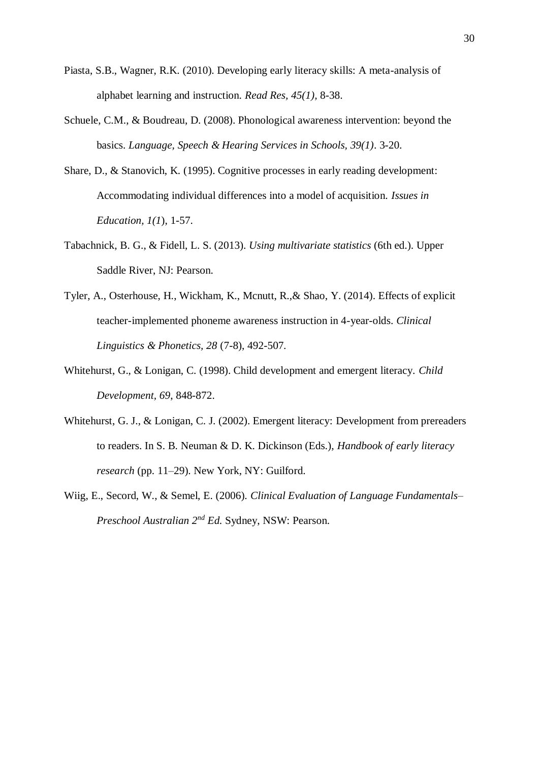Piasta, S.B., Wagner, R.K. (2010). Developing early literacy skills: A meta-analysis of alphabet learning and instruction. *Read Res, 45(1),* 8-38.

Schuele, C.M., & Boudreau, D. (2008). Phonological awareness intervention: beyond the basics. *Language, Speech & Hearing Services in Schools, 39(1)*. 3-20.

Share, D., & Stanovich, K. (1995). Cognitive processes in early reading development: Accommodating individual differences into a model of acquisition. *Issues in Education, 1(1*), 1-57.

Tabachnick, B. G., & Fidell, L. S. (2013). *Using multivariate statistics* (6th ed.). Upper Saddle River, NJ: Pearson.

Tyler, A., Osterhouse, H., Wickham, K., Mcnutt, R.,& Shao, Y. (2014). Effects of explicit teacher-implemented phoneme awareness instruction in 4-year-olds. *Clinical Linguistics & Phonetics, 28* (7-8), 492-507.

Whitehurst, G., & Lonigan, C. (1998). Child development and emergent literacy. *Child Development, 69,* 848-872.

Whitehurst, G. J., & Lonigan, C. J. (2002). Emergent literacy: Development from prereaders to readers. In S. B. Neuman & D. K. Dickinson (Eds.), *Handbook of early literacy research* (pp. 11–29). New York, NY: Guilford.

Wiig, E., Secord, W., & Semel, E. (2006). *Clinical Evaluation of Language Fundamentals– Preschool Australian 2nd Ed.* Sydney, NSW: Pearson.